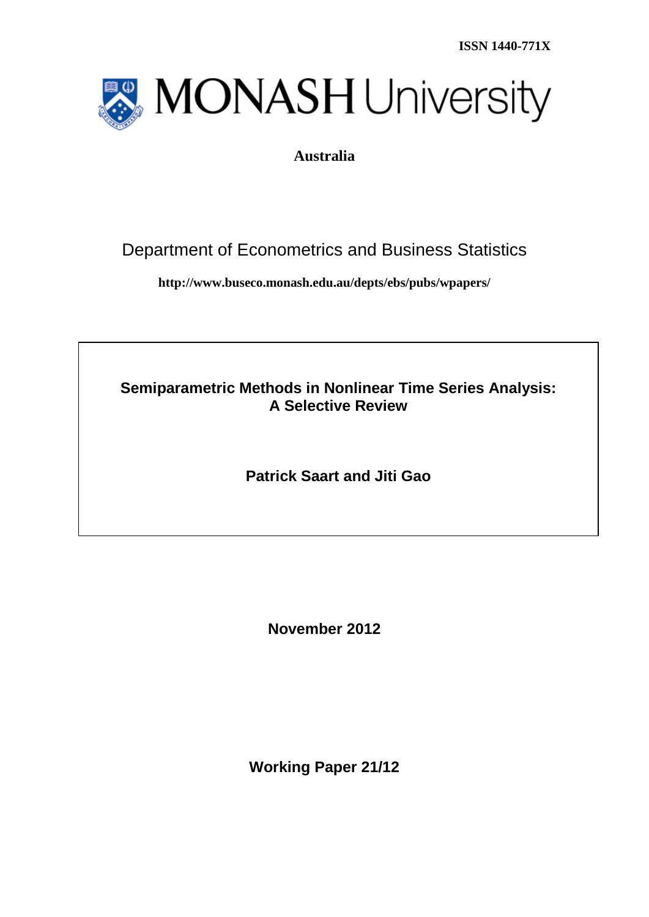ISSN 1440-771X

MONASH University

**Australia**

Department of Econometrics and Business Statistics

**http://www.buseco.monash.edu.au/depts/ebs/pubs/wpapers/**

# Semiparametric Methods in Nonlinear Time Series Analysis: A Selective Review

**Patrick Saart and Jiti Gao**

**November 2012**

**Working Paper 21/12**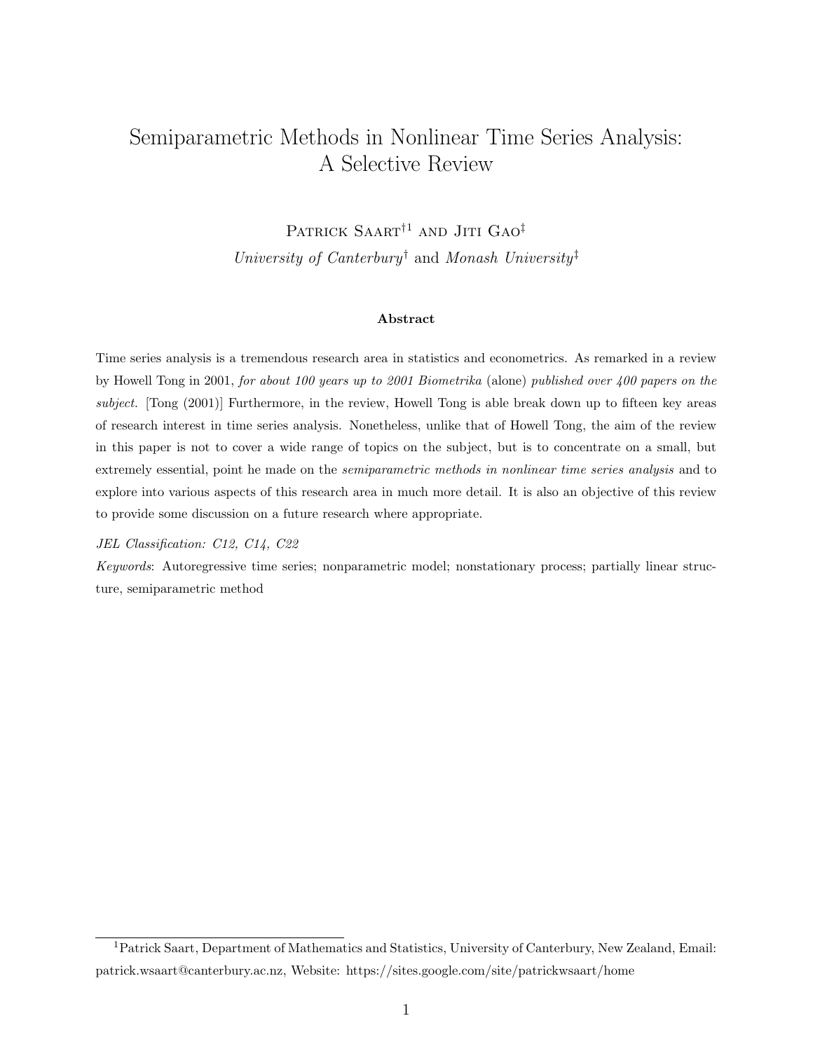… # Semiparametric Methods in Nonlinear Time Series Analysis: A Selective Review

Patrick Saart[†1] and Jiti Gao[‡]

*University of Canterbury*[†] and *Monash University*[‡]

### Abstract

Time series analysis is a tremendous research area in statistics and econometrics. As remarked in a review by Howell Tong in 2001, *for about 100 years up to 2001 Biometrika* (alone) *published over 400 papers on the subject.* [Tong (2001)] Furthermore, in the review, Howell Tong is able break down up to fifteen key areas of research interest in time series analysis. Nonetheless, unlike that of Howell Tong, the aim of the review in this paper is not to cover a wide range of topics on the subject, but is to concentrate on a small, but extremely essential, point he made on the *semiparametric methods in nonlinear time series analysis* and to explore into various aspects of this research area in much more detail. It is also an objective of this review to provide some discussion on a future research where appropriate.

*JEL Classification: C12, C14, C22*

*Keywords*: Autoregressive time series; nonparametric model; nonstationary process; partially linear structure, semiparametric method

[1]Patrick Saart, Department of Mathematics and Statistics, University of Canterbury, New Zealand, Email: patrick.wsaart@canterbury.ac.nz, Website: https://sites.google.com/site/patrickwsaart/home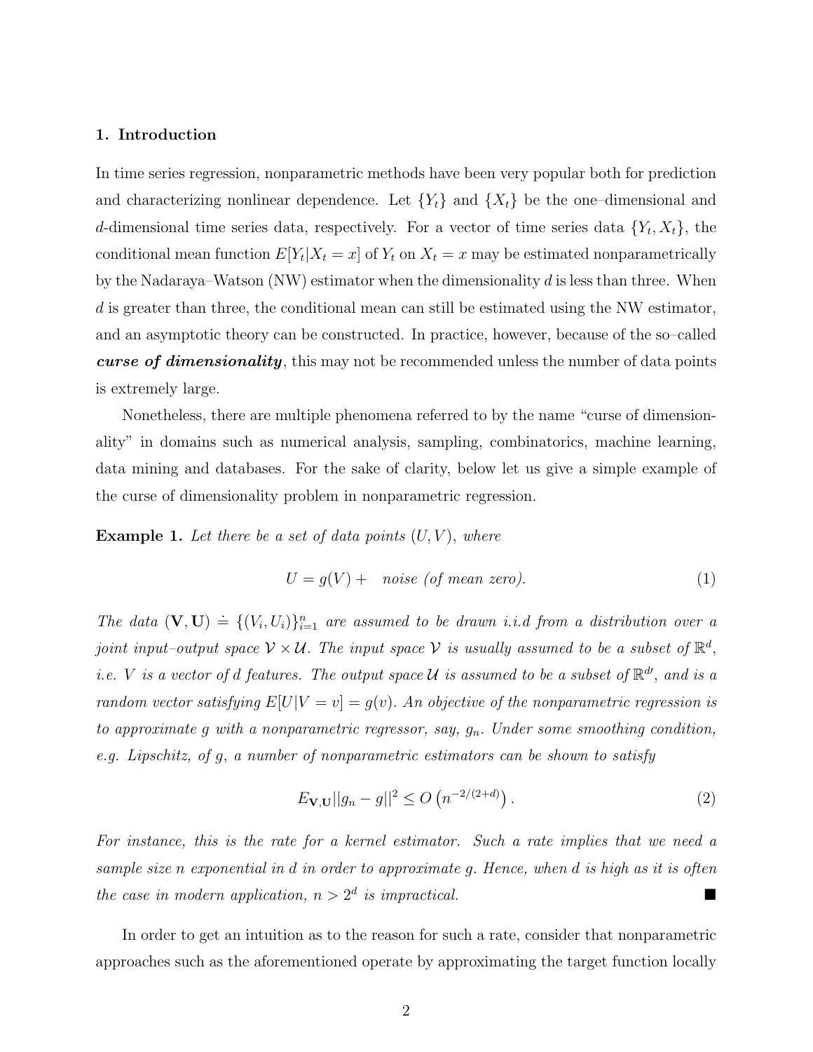## 1. Introduction

In time series regression, nonparametric methods have been very popular both for prediction and characterizing nonlinear dependence. Let $\{Y_t\}$ and $\{X_t\}$ be the one–dimensional and $d$-dimensional time series data, respectively. For a vector of time series data $\{Y_t, X_t\}$, the conditional mean function $E[Y_t|X_t = x]$ of $Y_t$ on $X_t = x$ may be estimated nonparametrically by the Nadaraya–Watson (NW) estimator when the dimensionality $d$ is less than three. When $d$ is greater than three, the conditional mean can still be estimated using the NW estimator, and an asymptotic theory can be constructed. In practice, however, because of the so–called ***curse of dimensionality***, this may not be recommended unless the number of data points is extremely large.

Nonetheless, there are multiple phenomena referred to by the name "curse of dimensionality" in domains such as numerical analysis, sampling, combinatorics, machine learning, data mining and databases. For the sake of clarity, below let us give a simple example of the curse of dimensionality problem in nonparametric regression.

**Example 1.** *Let there be a set of data points $(U, V)$, where*

$$U = g(V) + \quad \textit{noise (of mean zero).} \tag{1}$$

*The data $(\mathbf{V}, \mathbf{U}) \doteq \{(V_i, U_i)\}_{i=1}^n$ are assumed to be drawn i.i.d from a distribution over a joint input–output space $\mathcal{V} \times \mathcal{U}$. The input space $\mathcal{V}$ is usually assumed to be a subset of $\mathbb{R}^d$, i.e. $V$ is a vector of $d$ features. The output space $\mathcal{U}$ is assumed to be a subset of $\mathbb{R}^{d'}$, and is a random vector satisfying $E[U|V = v] = g(v)$. An objective of the nonparametric regression is to approximate $g$ with a nonparametric regressor, say, $g_n$. Under some smoothing condition, e.g. Lipschitz, of $g$, a number of nonparametric estimators can be shown to satisfy*

$$E_{\mathbf{V},\mathbf{U}}||g_n - g||^2 \leq O\left(n^{-2/(2+d)}\right). \tag{2}$$

*For instance, this is the rate for a kernel estimator. Such a rate implies that we need a sample size $n$ exponential in $d$ in order to approximate $g$. Hence, when $d$ is high as it is often the case in modern application, $n > 2^d$ is impractical.* ■

In order to get an intuition as to the reason for such a rate, consider that nonparametric approaches such as the aforementioned operate by approximating the target function locally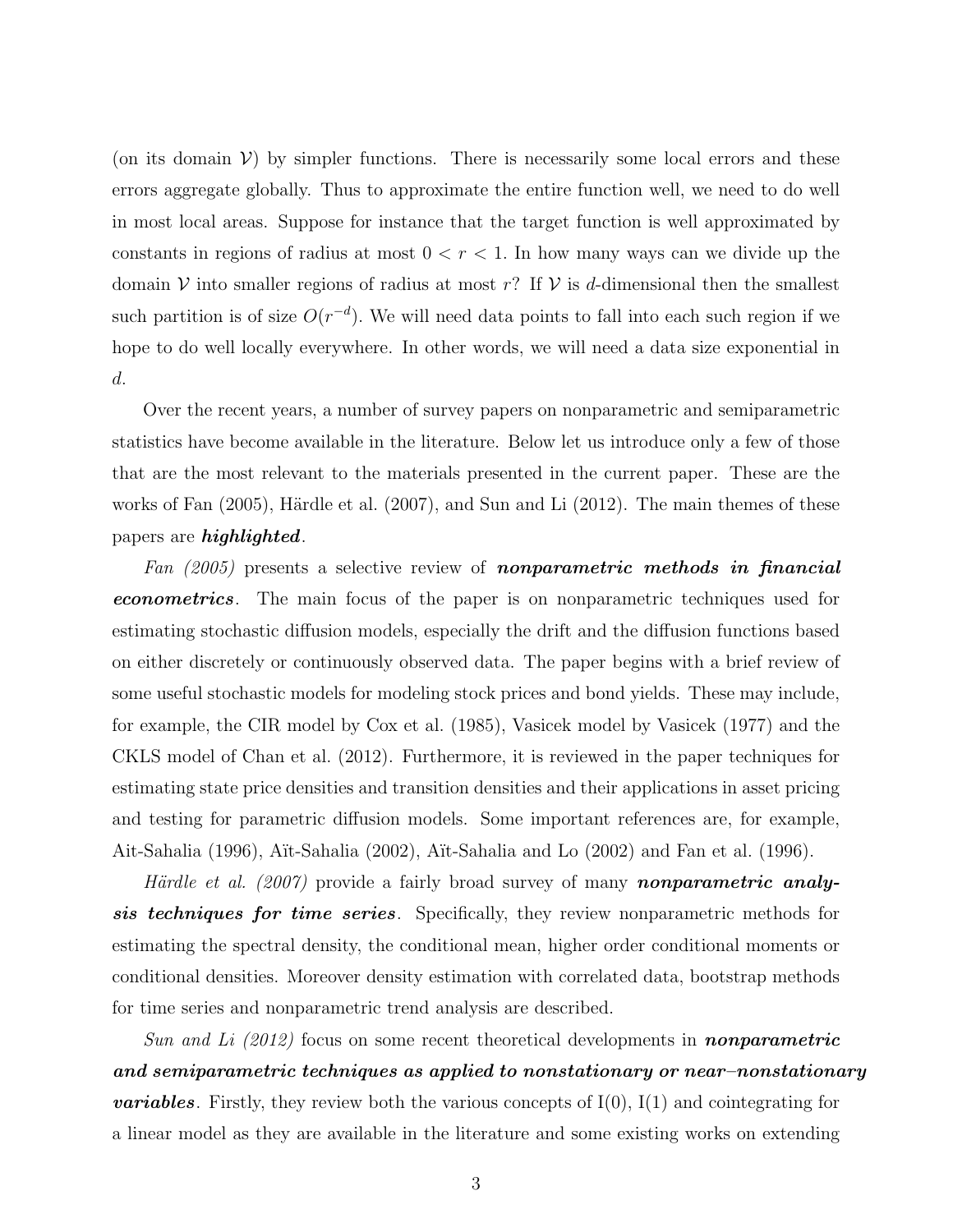(on its domain $\mathcal{V}$) by simpler functions. There is necessarily some local errors and these errors aggregate globally. Thus to approximate the entire function well, we need to do well in most local areas. Suppose for instance that the target function is well approximated by constants in regions of radius at most $0 < r < 1$. In how many ways can we divide up the domain $\mathcal{V}$ into smaller regions of radius at most $r$? If $\mathcal{V}$ is $d$-dimensional then the smallest such partition is of size $O(r^{-d})$. We will need data points to fall into each such region if we hope to do well locally everywhere. In other words, we will need a data size exponential in $d$.

Over the recent years, a number of survey papers on nonparametric and semiparametric statistics have become available in the literature. Below let us introduce only a few of those that are the most relevant to the materials presented in the current paper. These are the works of Fan (2005), Härdle et al. (2007), and Sun and Li (2012). The main themes of these papers are ***highlighted***.

*Fan (2005)* presents a selective review of ***nonparametric methods in financial econometrics***. The main focus of the paper is on nonparametric techniques used for estimating stochastic diffusion models, especially the drift and the diffusion functions based on either discretely or continuously observed data. The paper begins with a brief review of some useful stochastic models for modeling stock prices and bond yields. These may include, for example, the CIR model by Cox et al. (1985), Vasicek model by Vasicek (1977) and the CKLS model of Chan et al. (2012). Furthermore, it is reviewed in the paper techniques for estimating state price densities and transition densities and their applications in asset pricing and testing for parametric diffusion models. Some important references are, for example, Ait-Sahalia (1996), Aït-Sahalia (2002), Aït-Sahalia and Lo (2002) and Fan et al. (1996).

*Härdle et al. (2007)* provide a fairly broad survey of many ***nonparametric analysis techniques for time series***. Specifically, they review nonparametric methods for estimating the spectral density, the conditional mean, higher order conditional moments or conditional densities. Moreover density estimation with correlated data, bootstrap methods for time series and nonparametric trend analysis are described.

*Sun and Li (2012)* focus on some recent theoretical developments in ***nonparametric and semiparametric techniques as applied to nonstationary or near–nonstationary variables***. Firstly, they review both the various concepts of I(0), I(1) and cointegrating for a linear model as they are available in the literature and some existing works on extending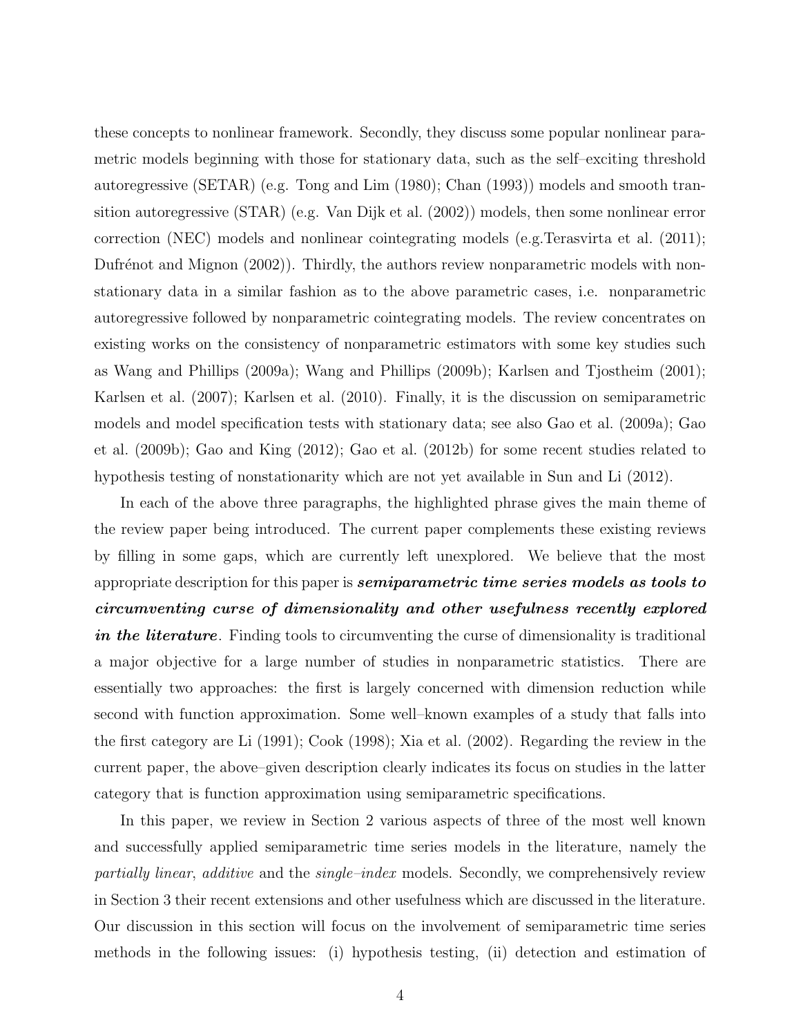these concepts to nonlinear framework. Secondly, they discuss some popular nonlinear parametric models beginning with those for stationary data, such as the self–exciting threshold autoregressive (SETAR) (e.g. Tong and Lim (1980); Chan (1993)) models and smooth transition autoregressive (STAR) (e.g. Van Dijk et al. (2002)) models, then some nonlinear error correction (NEC) models and nonlinear cointegrating models (e.g.Terasvirta et al. (2011); Dufrénot and Mignon (2002)). Thirdly, the authors review nonparametric models with nonstationary data in a similar fashion as to the above parametric cases, i.e. nonparametric autoregressive followed by nonparametric cointegrating models. The review concentrates on existing works on the consistency of nonparametric estimators with some key studies such as Wang and Phillips (2009a); Wang and Phillips (2009b); Karlsen and Tjostheim (2001); Karlsen et al. (2007); Karlsen et al. (2010). Finally, it is the discussion on semiparametric models and model specification tests with stationary data; see also Gao et al. (2009a); Gao et al. (2009b); Gao and King (2012); Gao et al. (2012b) for some recent studies related to hypothesis testing of nonstationarity which are not yet available in Sun and Li (2012).

In each of the above three paragraphs, the highlighted phrase gives the main theme of the review paper being introduced. The current paper complements these existing reviews by filling in some gaps, which are currently left unexplored. We believe that the most appropriate description for this paper is ***semiparametric time series models as tools to circumventing curse of dimensionality and other usefulness recently explored in the literature***. Finding tools to circumventing the curse of dimensionality is traditional a major objective for a large number of studies in nonparametric statistics. There are essentially two approaches: the first is largely concerned with dimension reduction while second with function approximation. Some well–known examples of a study that falls into the first category are Li (1991); Cook (1998); Xia et al. (2002). Regarding the review in the current paper, the above–given description clearly indicates its focus on studies in the latter category that is function approximation using semiparametric specifications.

In this paper, we review in Section 2 various aspects of three of the most well known and successfully applied semiparametric time series models in the literature, namely the *partially linear*, *additive* and the *single–index* models. Secondly, we comprehensively review in Section 3 their recent extensions and other usefulness which are discussed in the literature. Our discussion in this section will focus on the involvement of semiparametric time series methods in the following issues: (i) hypothesis testing, (ii) detection and estimation of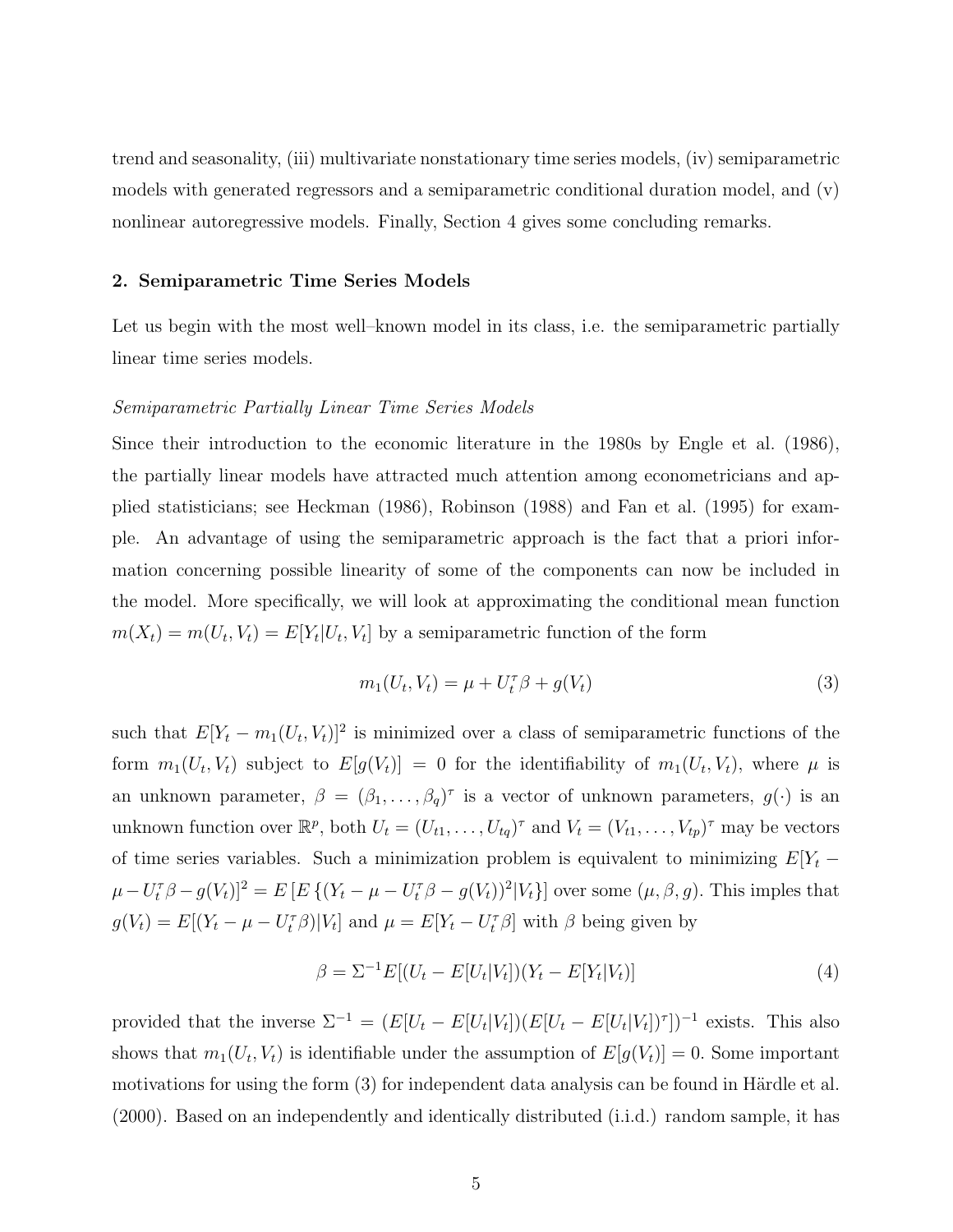trend and seasonality, (iii) multivariate nonstationary time series models, (iv) semiparametric models with generated regressors and a semiparametric conditional duration model, and (v) nonlinear autoregressive models. Finally, Section 4 gives some concluding remarks.

## 2. Semiparametric Time Series Models

Let us begin with the most well–known model in its class, i.e. the semiparametric partially linear time series models.

*Semiparametric Partially Linear Time Series Models*

Since their introduction to the economic literature in the 1980s by Engle et al. (1986), the partially linear models have attracted much attention among econometricians and applied statisticians; see Heckman (1986), Robinson (1988) and Fan et al. (1995) for example. An advantage of using the semiparametric approach is the fact that a priori information concerning possible linearity of some of the components can now be included in the model. More specifically, we will look at approximating the conditional mean function $m(X_t) = m(U_t, V_t) = E[Y_t|U_t, V_t]$ by a semiparametric function of the form

$$m_1(U_t, V_t) = \mu + U_t^\tau \beta + g(V_t) \tag{3}$$

such that $E[Y_t - m_1(U_t, V_t)]^2$ is minimized over a class of semiparametric functions of the form $m_1(U_t, V_t)$ subject to $E[g(V_t)] = 0$ for the identifiability of $m_1(U_t, V_t)$, where $\mu$ is an unknown parameter, $\beta = (\beta_1, \ldots, \beta_q)^\tau$ is a vector of unknown parameters, $g(\cdot)$ is an unknown function over $\mathbb{R}^p$, both $U_t = (U_{t1}, \ldots, U_{tq})^\tau$ and $V_t = (V_{t1}, \ldots, V_{tp})^\tau$ may be vectors of time series variables. Such a minimization problem is equivalent to minimizing $E[Y_t - \mu - U_t^\tau \beta - g(V_t)]^2 = E\left[E\left\{(Y_t - \mu - U_t^\tau \beta - g(V_t))^2 | V_t\right\}\right]$ over some $(\mu, \beta, g)$. This imples that $g(V_t) = E[(Y_t - \mu - U_t^\tau \beta)|V_t]$ and $\mu = E[Y_t - U_t^\tau \beta]$ with $\beta$ being given by

$$\beta = \Sigma^{-1} E[(U_t - E[U_t|V_t])(Y_t - E[Y_t|V_t)] \tag{4}$$

provided that the inverse $\Sigma^{-1} = (E[U_t - E[U_t|V_t])(E[U_t - E[U_t|V_t])^\tau])^{-1}$ exists. This also shows that $m_1(U_t, V_t)$ is identifiable under the assumption of $E[g(V_t)] = 0$. Some important motivations for using the form (3) for independent data analysis can be found in Härdle et al. (2000). Based on an independently and identically distributed (i.i.d.) random sample, it has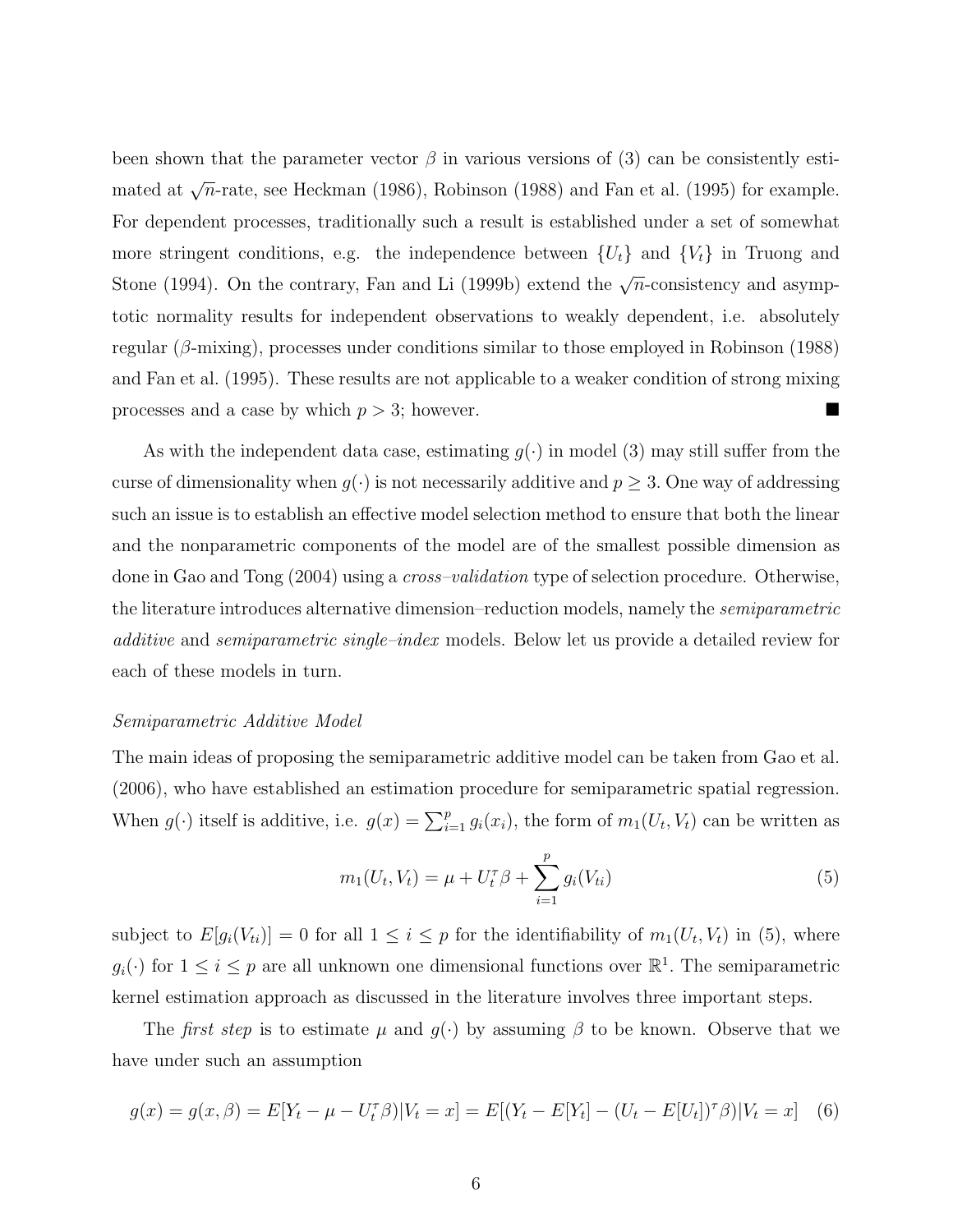been shown that the parameter vector $\beta$ in various versions of (3) can be consistently estimated at $\sqrt{n}$-rate, see Heckman (1986), Robinson (1988) and Fan et al. (1995) for example. For dependent processes, traditionally such a result is established under a set of somewhat more stringent conditions, e.g. the independence between $\{U_t\}$ and $\{V_t\}$ in Truong and Stone (1994). On the contrary, Fan and Li (1999b) extend the $\sqrt{n}$-consistency and asymptotic normality results for independent observations to weakly dependent, i.e. absolutely regular ($\beta$-mixing), processes under conditions similar to those employed in Robinson (1988) and Fan et al. (1995). These results are not applicable to a weaker condition of strong mixing processes and a case by which $p > 3$; however. ■

As with the independent data case, estimating $g(\cdot)$ in model (3) may still suffer from the curse of dimensionality when $g(\cdot)$ is not necessarily additive and $p \geq 3$. One way of addressing such an issue is to establish an effective model selection method to ensure that both the linear and the nonparametric components of the model are of the smallest possible dimension as done in Gao and Tong (2004) using a *cross–validation* type of selection procedure. Otherwise, the literature introduces alternative dimension–reduction models, namely the *semiparametric additive* and *semiparametric single–index* models. Below let us provide a detailed review for each of these models in turn.

*Semiparametric Additive Model*

The main ideas of proposing the semiparametric additive model can be taken from Gao et al. (2006), who have established an estimation procedure for semiparametric spatial regression. When $g(\cdot)$ itself is additive, i.e. $g(x) = \sum_{i=1}^{p} g_i(x_i)$, the form of $m_1(U_t, V_t)$ can be written as

$$m_1(U_t, V_t) = \mu + U_t^{\tau} \beta + \sum_{i=1}^{p} g_i(V_{ti}) \tag{5}$$

subject to $E[g_i(V_{ti})] = 0$ for all $1 \leq i \leq p$ for the identifiability of $m_1(U_t, V_t)$ in (5), where $g_i(\cdot)$ for $1 \leq i \leq p$ are all unknown one dimensional functions over $\mathbb{R}^1$. The semiparametric kernel estimation approach as discussed in the literature involves three important steps.

The *first step* is to estimate $\mu$ and $g(\cdot)$ by assuming $\beta$ to be known. Observe that we have under such an assumption

$$g(x) = g(x, \beta) = E[Y_t - \mu - U_t^{\tau} \beta) | V_t = x] = E[(Y_t - E[Y_t] - (U_t - E[U_t])^{\tau} \beta) | V_t = x] \tag{6}$$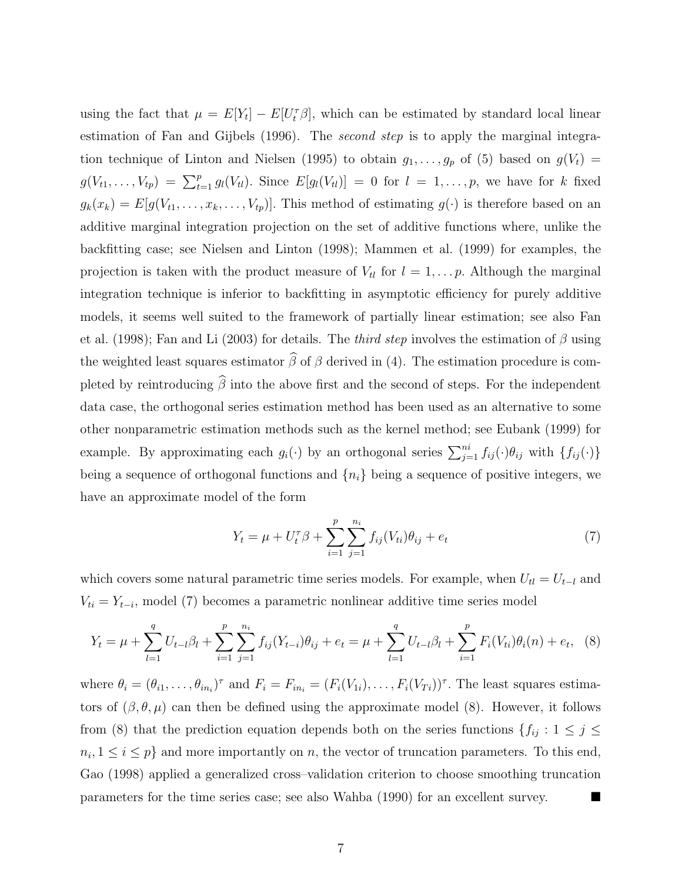using the fact that $\mu = E[Y_t] - E[U_t^\tau \beta]$, which can be estimated by standard local linear estimation of Fan and Gijbels (1996). The *second step* is to apply the marginal integration technique of Linton and Nielsen (1995) to obtain $g_1, \ldots, g_p$ of (5) based on $g(V_t) = g(V_{t1}, \ldots, V_{tp}) = \sum_{t=1}^{p} g_l(V_{tl})$. Since $E[g_l(V_{tl})] = 0$ for $l = 1, \ldots, p$, we have for $k$ fixed $g_k(x_k) = E[g(V_{t1}, \ldots, x_k, \ldots, V_{tp})]$. This method of estimating $g(\cdot)$ is therefore based on an additive marginal integration projection on the set of additive functions where, unlike the backfitting case; see Nielsen and Linton (1998); Mammen et al. (1999) for examples, the projection is taken with the product measure of $V_{tl}$ for $l = 1, \ldots p$. Although the marginal integration technique is inferior to backfitting in asymptotic efficiency for purely additive models, it seems well suited to the framework of partially linear estimation; see also Fan et al. (1998); Fan and Li (2003) for details. The *third step* involves the estimation of $\beta$ using the weighted least squares estimator $\widehat{\beta}$ of $\beta$ derived in (4). The estimation procedure is completed by reintroducing $\widehat{\beta}$ into the above first and the second of steps. For the independent data case, the orthogonal series estimation method has been used as an alternative to some other nonparametric estimation methods such as the kernel method; see Eubank (1999) for example. By approximating each $g_i(\cdot)$ by an orthogonal series $\sum_{j=1}^{ni} f_{ij}(\cdot)\theta_{ij}$ with $\{f_{ij}(\cdot)\}$ being a sequence of orthogonal functions and $\{n_i\}$ being a sequence of positive integers, we have an approximate model of the form

$$Y_t = \mu + U_t^\tau \beta + \sum_{i=1}^{p} \sum_{j=1}^{n_i} f_{ij}(V_{ti})\theta_{ij} + e_t \tag{7}$$

which covers some natural parametric time series models. For example, when $U_{tl} = U_{t-l}$ and $V_{ti} = Y_{t-i}$, model (7) becomes a parametric nonlinear additive time series model

$$Y_t = \mu + \sum_{l=1}^{q} U_{t-l}\beta_l + \sum_{i=1}^{p} \sum_{j=1}^{n_i} f_{ij}(Y_{t-i})\theta_{ij} + e_t = \mu + \sum_{l=1}^{q} U_{t-l}\beta_l + \sum_{i=1}^{p} F_i(V_{ti})\theta_i(n) + e_t, \tag{8}$$

where $\theta_i = (\theta_{i1}, \ldots, \theta_{in_i})^\tau$ and $F_i = F_{in_i} = (F_i(V_{1i}), \ldots, F_i(V_{Ti}))^\tau$. The least squares estimators of $(\beta, \theta, \mu)$ can then be defined using the approximate model (8). However, it follows from (8) that the prediction equation depends both on the series functions $\{f_{ij} : 1 \leq j \leq n_i, 1 \leq i \leq p\}$ and more importantly on $n$, the vector of truncation parameters. To this end, Gao (1998) applied a generalized cross–validation criterion to choose smoothing truncation parameters for the time series case; see also Wahba (1990) for an excellent survey. ■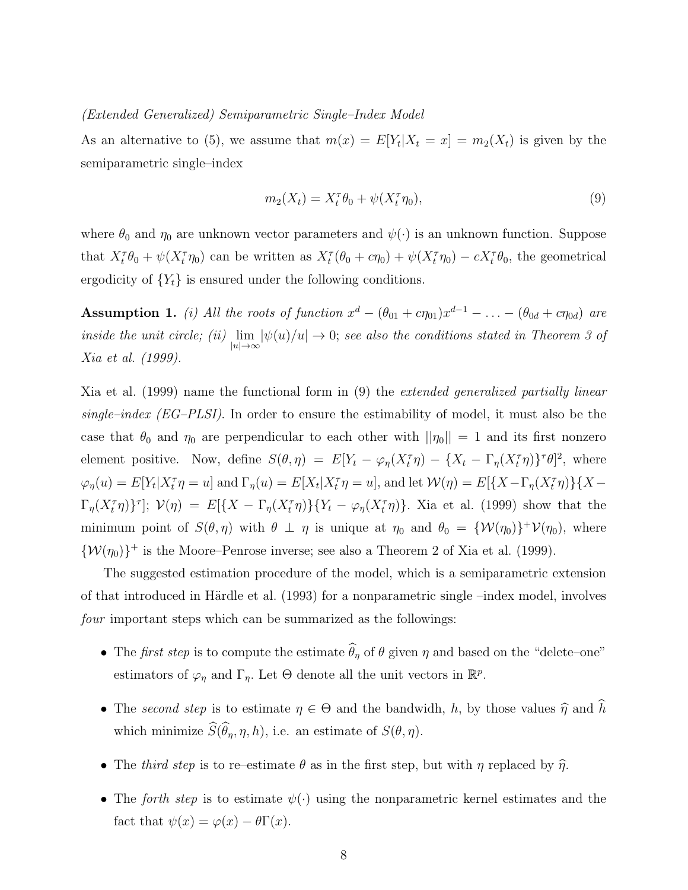*(Extended Generalized) Semiparametric Single–Index Model*

As an alternative to (5), we assume that $m(x) = E[Y_t|X_t = x] = m_2(X_t)$ is given by the semiparametric single–index

$$m_2(X_t) = X_t^\tau \theta_0 + \psi(X_t^\tau \eta_0), \tag{9}$$

where $\theta_0$ and $\eta_0$ are unknown vector parameters and $\psi(\cdot)$ is an unknown function. Suppose that $X_t^\tau \theta_0 + \psi(X_t^\tau \eta_0)$ can be written as $X_t^\tau(\theta_0 + c\eta_0) + \psi(X_t^\tau \eta_0) - cX_t^\tau \theta_0$, the geometrical ergodicity of $\{Y_t\}$ is ensured under the following conditions.

**Assumption 1.** *(i) All the roots of function $x^d - (\theta_{01} + c\eta_{01})x^{d-1} - \ldots - (\theta_{0d} + c\eta_{0d})$ are inside the unit circle; (ii) $\lim_{|u|\to\infty} |\psi(u)/u| \to 0$; see also the conditions stated in Theorem 3 of Xia et al. (1999).*

Xia et al. (1999) name the functional form in (9) the *extended generalized partially linear single–index (EG–PLSI)*. In order to ensure the estimability of model, it must also be the case that $\theta_0$ and $\eta_0$ are perpendicular to each other with $||\eta_0|| = 1$ and its first nonzero element positive. Now, define $S(\theta, \eta) = E[Y_t - \varphi_\eta(X_t^\tau \eta) - \{X_t - \Gamma_\eta(X_t^\tau \eta)\}^\tau \theta]^2$, where $\varphi_\eta(u) = E[Y_t|X_t^\tau \eta = u]$ and $\Gamma_\eta(u) = E[X_t|X_t^\tau \eta = u]$, and let $\mathcal{W}(\eta) = E[\{X - \Gamma_\eta(X_t^\tau \eta)\}\{X - \Gamma_\eta(X_t^\tau \eta)\}^\tau]$; $\mathcal{V}(\eta) = E[\{X - \Gamma_\eta(X_t^\tau \eta)\}\{Y_t - \varphi_\eta(X_t^\tau \eta)\}$. Xia et al. (1999) show that the minimum point of $S(\theta, \eta)$ with $\theta \perp \eta$ is unique at $\eta_0$ and $\theta_0 = \{\mathcal{W}(\eta_0)\}^+ \mathcal{V}(\eta_0)$, where $\{\mathcal{W}(\eta_0)\}^+$ is the Moore–Penrose inverse; see also a Theorem 2 of Xia et al. (1999).

The suggested estimation procedure of the model, which is a semiparametric extension of that introduced in Härdle et al. (1993) for a nonparametric single –index model, involves *four* important steps which can be summarized as the followings:

- The *first step* is to compute the estimate $\widehat{\theta}_\eta$ of $\theta$ given $\eta$ and based on the "delete–one" estimators of $\varphi_\eta$ and $\Gamma_\eta$. Let $\Theta$ denote all the unit vectors in $\mathbb{R}^p$.
- The *second step* is to estimate $\eta \in \Theta$ and the bandwidh, $h$, by those values $\widehat{\eta}$ and $\widehat{h}$ which minimize $\widehat{S}(\widehat{\theta}_\eta, \eta, h)$, i.e. an estimate of $S(\theta, \eta)$.
- The *third step* is to re–estimate $\theta$ as in the first step, but with $\eta$ replaced by $\widehat{\eta}$.
- The *forth step* is to estimate $\psi(\cdot)$ using the nonparametric kernel estimates and the fact that $\psi(x) = \varphi(x) - \theta\Gamma(x)$.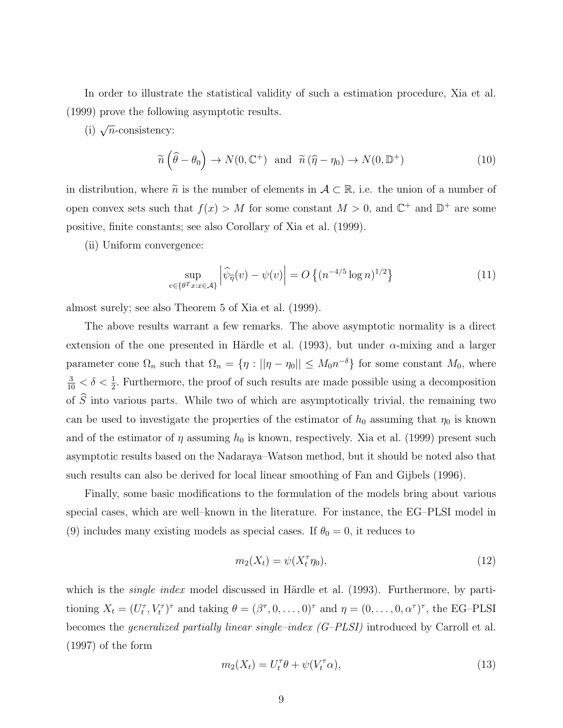In order to illustrate the statistical validity of such a estimation procedure, Xia et al. (1999) prove the following asymptotic results.

(i) $\sqrt{n}$-consistency:

$$\widetilde{n}\left(\widehat{\theta}-\theta_0\right) \to N(0, \mathbb{C}^{+}) \;\text{ and }\; \widetilde{n}\left(\widehat{\eta}-\eta_0\right) \to N(0, \mathbb{D}^{+}) \tag{10}$$

in distribution, where $\widetilde{n}$ is the number of elements in $\mathcal{A} \subset \mathbb{R}$, i.e. the union of a number of open convex sets such that $f(x) > M$ for some constant $M > 0$, and $\mathbb{C}^{+}$ and $\mathbb{D}^{+}$ are some positive, finite constants; see also Corollary of Xia et al. (1999).

(ii) Uniform convergence:

$$\sup_{v \in \{\theta^T x : x \in \mathcal{A}\}} \left|\widehat{\psi}_{\widehat{\eta}}(v) - \psi(v)\right| = O\left\{(n^{-4/5}\log n)^{1/2}\right\} \tag{11}$$

almost surely; see also Theorem 5 of Xia et al. (1999).

The above results warrant a few remarks. The above asymptotic normality is a direct extension of the one presented in Härdle et al. (1993), but under $\alpha$-mixing and a larger parameter cone $\Omega_n$ such that $\Omega_n = \{\eta : ||\eta - \eta_0|| \leq M_0 n^{-\delta}\}$ for some constant $M_0$, where $\frac{3}{10} < \delta < \frac{1}{2}$. Furthermore, the proof of such results are made possible using a decomposition of $\widehat{S}$ into various parts. While two of which are asymptotically trivial, the remaining two can be used to investigate the properties of the estimator of $h_0$ assuming that $\eta_0$ is known and of the estimator of $\eta$ assuming $h_0$ is known, respectively. Xia et al. (1999) present such asymptotic results based on the Nadaraya–Watson method, but it should be noted also that such results can also be derived for local linear smoothing of Fan and Gijbels (1996).

Finally, some basic modifications to the formulation of the models bring about various special cases, which are well–known in the literature. For instance, the EG–PLSI model in (9) includes many existing models as special cases. If $\theta_0 = 0$, it reduces to

$$m_2(X_t) = \psi(X_t^{\tau}\eta_0), \tag{12}$$

which is the *single index* model discussed in Härdle et al. (1993). Furthermore, by partitioning $X_t = (U_t^{\tau}, V_t^{\tau})^{\tau}$ and taking $\theta = (\beta^{\tau}, 0, \ldots, 0)^{\tau}$ and $\eta = (0, \ldots, 0, \alpha^{\tau})^{\tau}$, the EG–PLSI becomes the *generalized partially linear single–index (G–PLSI)* introduced by Carroll et al. (1997) of the form

$$m_2(X_t) = U_t^{\tau}\theta + \psi(V_t^{\tau}\alpha), \tag{13}$$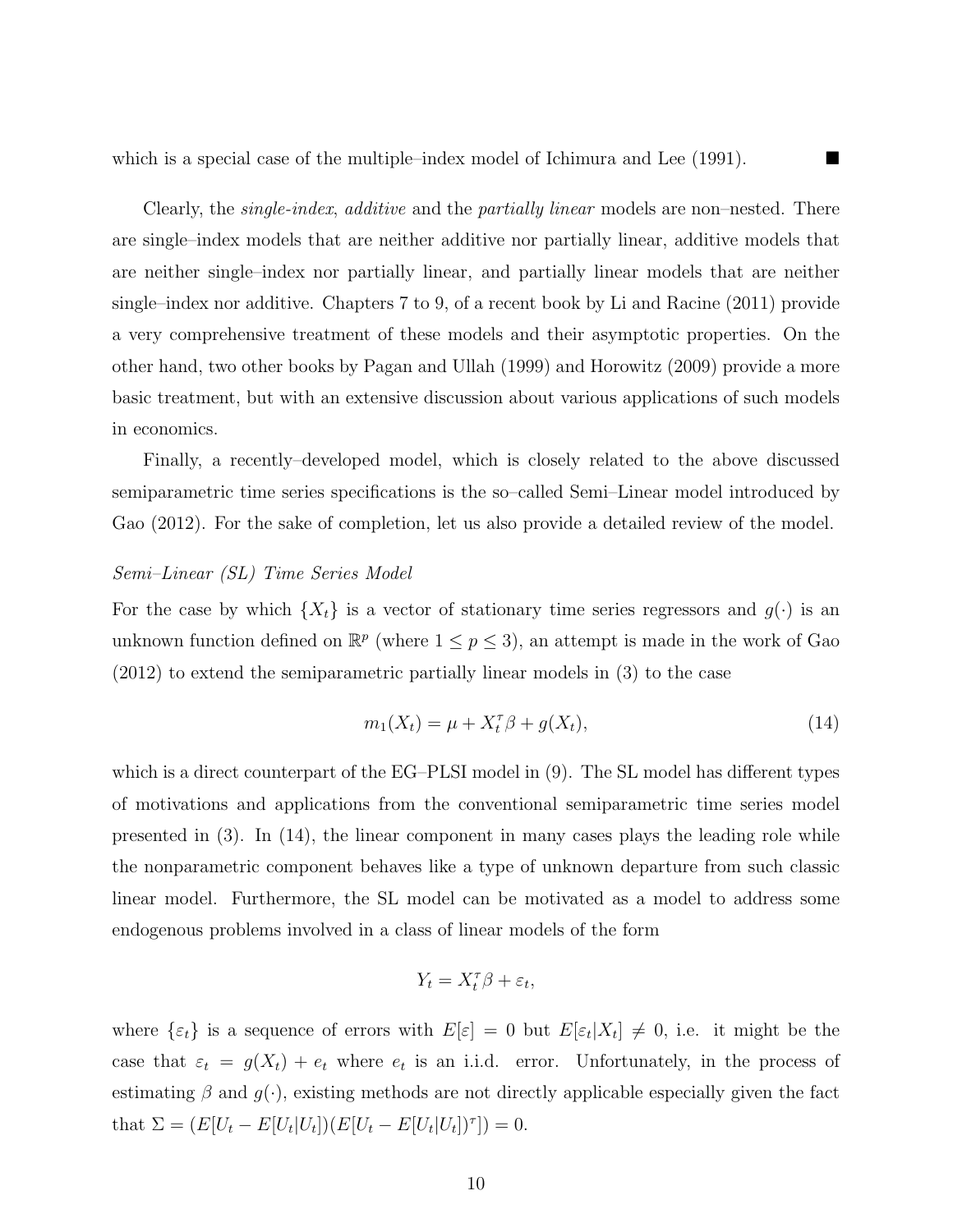which is a special case of the multiple–index model of Ichimura and Lee (1991). ■

Clearly, the *single-index*, *additive* and the *partially linear* models are non–nested. There are single–index models that are neither additive nor partially linear, additive models that are neither single–index nor partially linear, and partially linear models that are neither single–index nor additive. Chapters 7 to 9, of a recent book by Li and Racine (2011) provide a very comprehensive treatment of these models and their asymptotic properties. On the other hand, two other books by Pagan and Ullah (1999) and Horowitz (2009) provide a more basic treatment, but with an extensive discussion about various applications of such models in economics.

Finally, a recently–developed model, which is closely related to the above discussed semiparametric time series specifications is the so–called Semi–Linear model introduced by Gao (2012). For the sake of completion, let us also provide a detailed review of the model.

*Semi–Linear (SL) Time Series Model*

For the case by which $\{X_t\}$ is a vector of stationary time series regressors and $g(\cdot)$ is an unknown function defined on $\mathbb{R}^p$ (where $1 \leq p \leq 3$), an attempt is made in the work of Gao (2012) to extend the semiparametric partially linear models in (3) to the case

$$m_1(X_t) = \mu + X_t^\tau \beta + g(X_t), \tag{14}$$

which is a direct counterpart of the EG–PLSI model in (9). The SL model has different types of motivations and applications from the conventional semiparametric time series model presented in (3). In (14), the linear component in many cases plays the leading role while the nonparametric component behaves like a type of unknown departure from such classic linear model. Furthermore, the SL model can be motivated as a model to address some endogenous problems involved in a class of linear models of the form

$$Y_t = X_t^\tau \beta + \varepsilon_t,$$

where $\{\varepsilon_t\}$ is a sequence of errors with $E[\varepsilon] = 0$ but $E[\varepsilon_t | X_t] \neq 0$, i.e. it might be the case that $\varepsilon_t = g(X_t) + e_t$ where $e_t$ is an i.i.d. error. Unfortunately, in the process of estimating $\beta$ and $g(\cdot)$, existing methods are not directly applicable especially given the fact that $\Sigma = (E[U_t - E[U_t|U_t])(E[U_t - E[U_t|U_t])^\tau]) = 0$.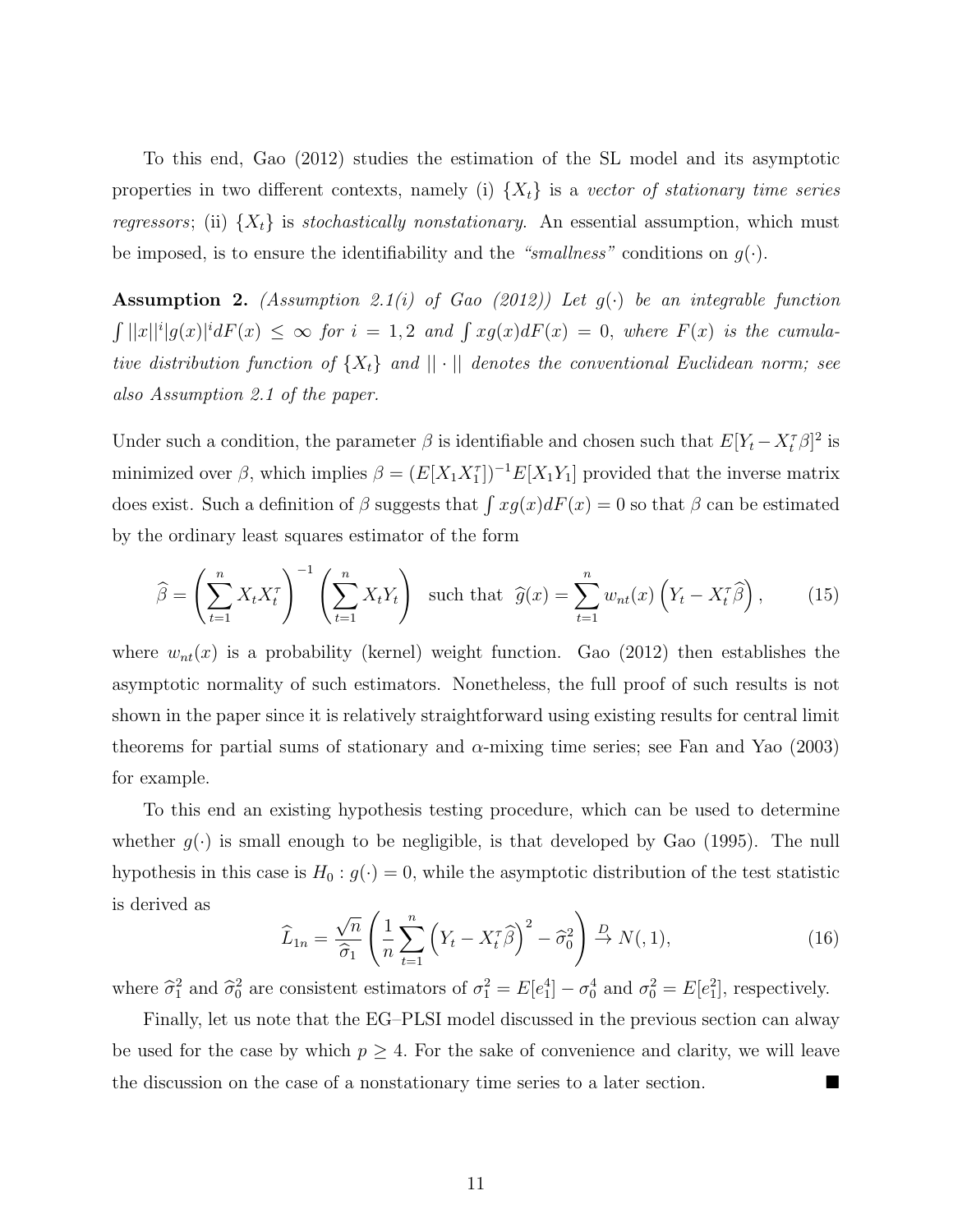To this end, Gao (2012) studies the estimation of the SL model and its asymptotic properties in two different contexts, namely (i) $\{X_t\}$ is a *vector of stationary time series regressors*; (ii) $\{X_t\}$ is *stochastically nonstationary*. An essential assumption, which must be imposed, is to ensure the identifiability and the *"smallness"* conditions on $g(\cdot)$.

**Assumption 2.** *(Assumption 2.1(i) of Gao (2012)) Let $g(\cdot)$ be an integrable function $\int ||x||^i |g(x)|^i dF(x) \leq \infty$ for $i = 1, 2$ and $\int x g(x) dF(x) = 0$, where $F(x)$ is the cumulative distribution function of $\{X_t\}$ and $||\cdot||$ denotes the conventional Euclidean norm; see also Assumption 2.1 of the paper.*

Under such a condition, the parameter $\beta$ is identifiable and chosen such that $E[Y_t - X_t^\tau \beta]^2$ is minimized over $\beta$, which implies $\beta = (E[X_1 X_1^\tau])^{-1} E[X_1 Y_1]$ provided that the inverse matrix does exist. Such a definition of $\beta$ suggests that $\int x g(x) dF(x) = 0$ so that $\beta$ can be estimated by the ordinary least squares estimator of the form

$$\widehat{\beta} = \left( \sum_{t=1}^{n} X_t X_t^\tau \right)^{-1} \left( \sum_{t=1}^{n} X_t Y_t \right) \quad \text{such that} \quad \widehat{g}(x) = \sum_{t=1}^{n} w_{nt}(x) \left( Y_t - X_t^\tau \widehat{\beta} \right), \tag{15}$$

where $w_{nt}(x)$ is a probability (kernel) weight function. Gao (2012) then establishes the asymptotic normality of such estimators. Nonetheless, the full proof of such results is not shown in the paper since it is relatively straightforward using existing results for central limit theorems for partial sums of stationary and $\alpha$-mixing time series; see Fan and Yao (2003) for example.

To this end an existing hypothesis testing procedure, which can be used to determine whether $g(\cdot)$ is small enough to be negligible, is that developed by Gao (1995). The null hypothesis in this case is $H_0 : g(\cdot) = 0$, while the asymptotic distribution of the test statistic is derived as

$$\widehat{L}_{1n} = \frac{\sqrt{n}}{\widehat{\sigma}_1} \left( \frac{1}{n} \sum_{t=1}^{n} \left( Y_t - X_t^\tau \widehat{\beta} \right)^2 - \widehat{\sigma}_0^2 \right) \xrightarrow{D} N(,1), \tag{16}$$

where $\widehat{\sigma}_1^2$ and $\widehat{\sigma}_0^2$ are consistent estimators of $\sigma_1^2 = E[e_1^4] - \sigma_0^4$ and $\sigma_0^2 = E[e_1^2]$, respectively.

Finally, let us note that the EG–PLSI model discussed in the previous section can alway be used for the case by which $p \geq 4$. For the sake of convenience and clarity, we will leave the discussion on the case of a nonstationary time series to a later section. ■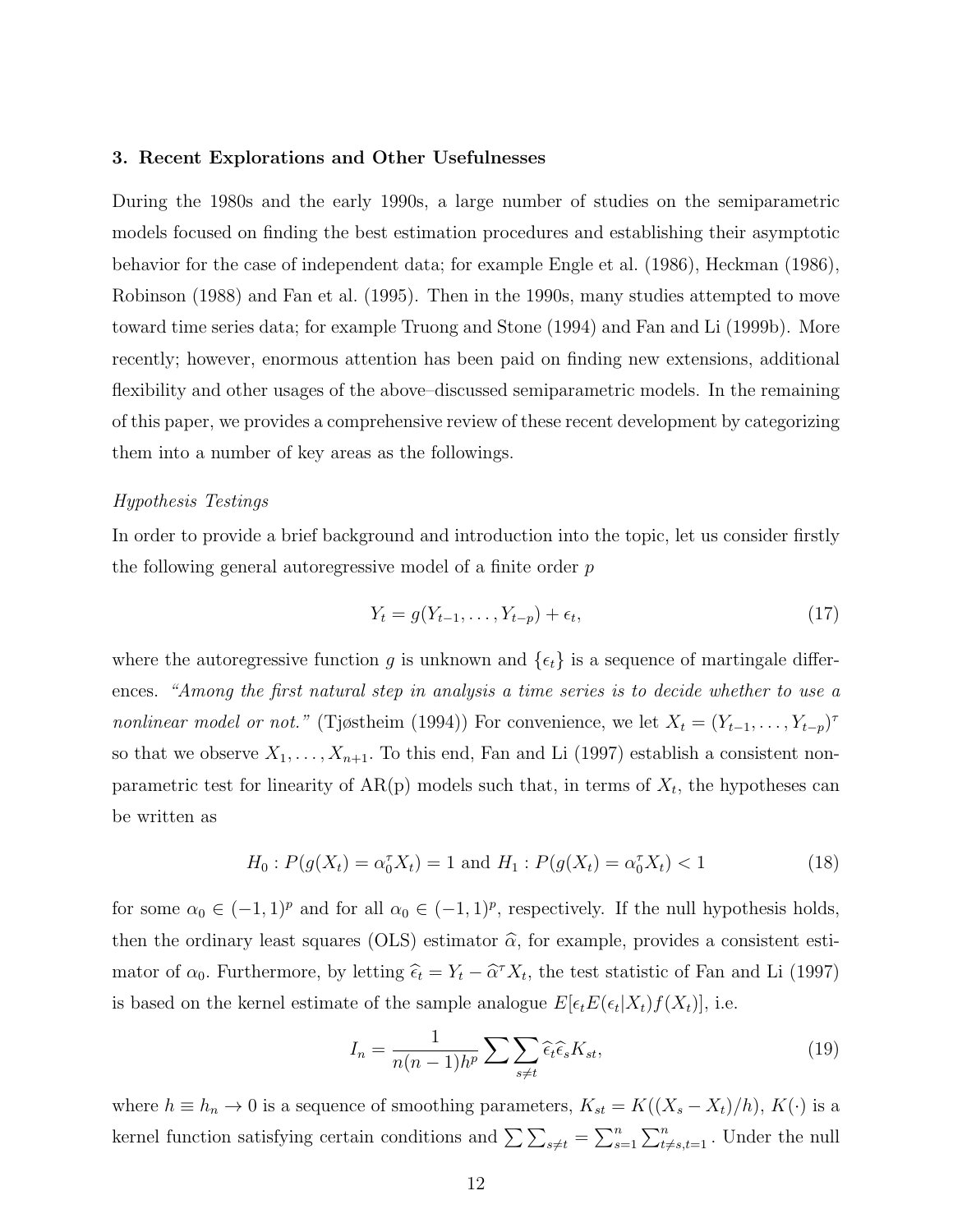## 3. Recent Explorations and Other Usefulnesses

During the 1980s and the early 1990s, a large number of studies on the semiparametric models focused on finding the best estimation procedures and establishing their asymptotic behavior for the case of independent data; for example Engle et al. (1986), Heckman (1986), Robinson (1988) and Fan et al. (1995). Then in the 1990s, many studies attempted to move toward time series data; for example Truong and Stone (1994) and Fan and Li (1999b). More recently; however, enormous attention has been paid on finding new extensions, additional flexibility and other usages of the above–discussed semiparametric models. In the remaining of this paper, we provides a comprehensive review of these recent development by categorizing them into a number of key areas as the followings.

*Hypothesis Testings*

In order to provide a brief background and introduction into the topic, let us consider firstly the following general autoregressive model of a finite order $p$

$$Y_t = g(Y_{t-1}, \ldots, Y_{t-p}) + \epsilon_t, \tag{17}$$

where the autoregressive function $g$ is unknown and $\{\epsilon_t\}$ is a sequence of martingale differences. *"Among the first natural step in analysis a time series is to decide whether to use a nonlinear model or not."* (Tjøstheim (1994)) For convenience, we let $X_t = (Y_{t-1}, \ldots, Y_{t-p})^\tau$ so that we observe $X_1, \ldots, X_{n+1}$. To this end, Fan and Li (1997) establish a consistent nonparametric test for linearity of AR(p) models such that, in terms of $X_t$, the hypotheses can be written as

$$H_0 : P(g(X_t) = \alpha_0^\tau X_t) = 1 \text{ and } H_1 : P(g(X_t) = \alpha_0^\tau X_t) < 1 \tag{18}$$

for some $\alpha_0 \in (-1, 1)^p$ and for all $\alpha_0 \in (-1, 1)^p$, respectively. If the null hypothesis holds, then the ordinary least squares (OLS) estimator $\widehat{\alpha}$, for example, provides a consistent estimator of $\alpha_0$. Furthermore, by letting $\widehat{\epsilon}_t = Y_t - \widehat{\alpha}^\tau X_t$, the test statistic of Fan and Li (1997) is based on the kernel estimate of the sample analogue $E[\epsilon_t E(\epsilon_t|X_t) f(X_t)]$, i.e.

$$I_n = \frac{1}{n(n-1)h^p} \sum \sum_{s \neq t} \widehat{\epsilon}_t \widehat{\epsilon}_s K_{st}, \tag{19}$$

where $h \equiv h_n \to 0$ is a sequence of smoothing parameters, $K_{st} = K((X_s - X_t)/h)$, $K(\cdot)$ is a kernel function satisfying certain conditions and $\sum \sum_{s \neq t} = \sum_{s=1}^{n} \sum_{t \neq s, t=1}^{n}$. Under the null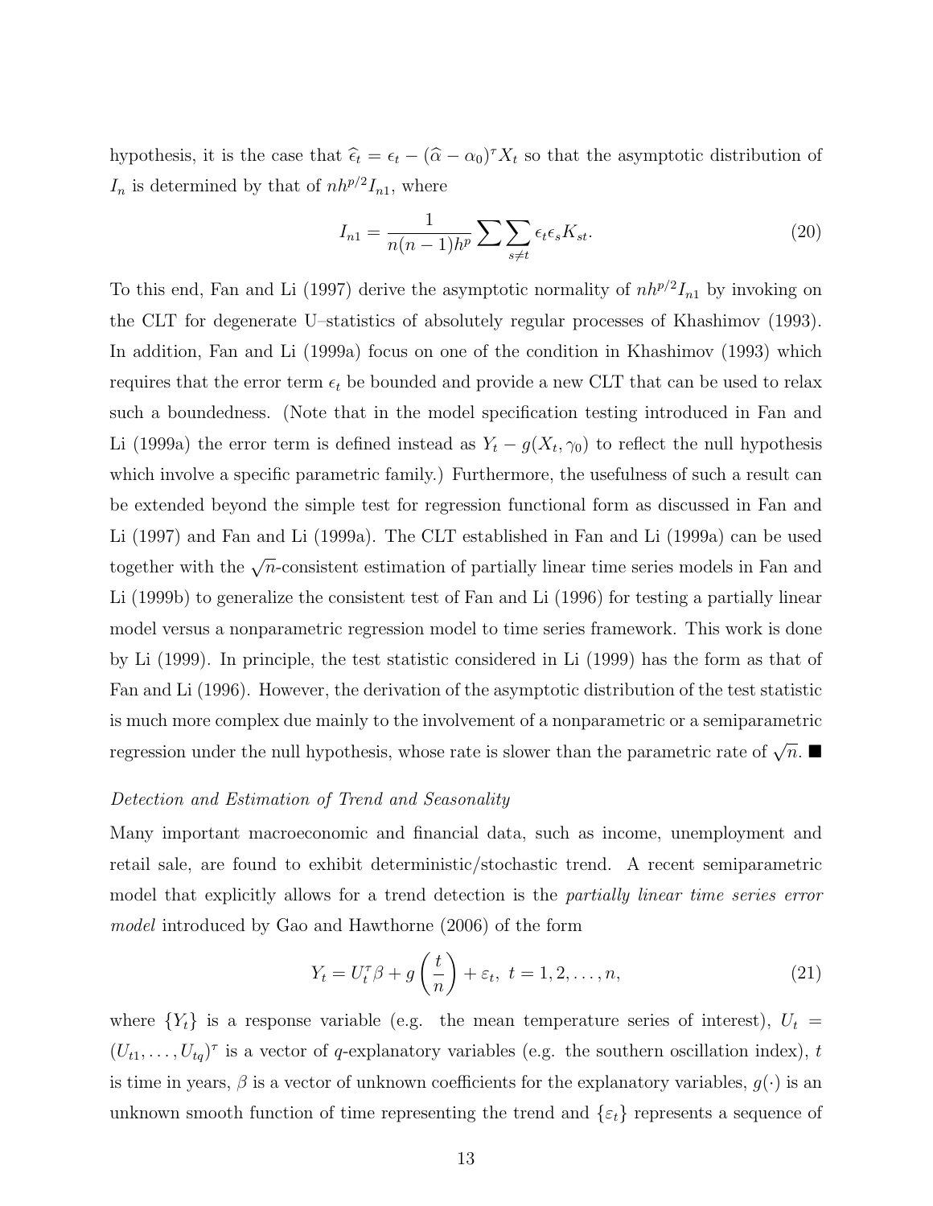hypothesis, it is the case that $\widehat{\epsilon}_t = \epsilon_t - (\widehat{\alpha} - \alpha_0)^\tau X_t$ so that the asymptotic distribution of $I_n$ is determined by that of $nh^{p/2}I_{n1}$, where

$$I_{n1} = \frac{1}{n(n-1)h^p} \sum \sum_{s \neq t} \epsilon_t \epsilon_s K_{st}. \tag{20}$$

To this end, Fan and Li (1997) derive the asymptotic normality of $nh^{p/2}I_{n1}$ by invoking on the CLT for degenerate U–statistics of absolutely regular processes of Khashimov (1993). In addition, Fan and Li (1999a) focus on one of the condition in Khashimov (1993) which requires that the error term $\epsilon_t$ be bounded and provide a new CLT that can be used to relax such a boundedness. (Note that in the model specification testing introduced in Fan and Li (1999a) the error term is defined instead as $Y_t - g(X_t, \gamma_0)$ to reflect the null hypothesis which involve a specific parametric family.) Furthermore, the usefulness of such a result can be extended beyond the simple test for regression functional form as discussed in Fan and Li (1997) and Fan and Li (1999a). The CLT established in Fan and Li (1999a) can be used together with the $\sqrt{n}$-consistent estimation of partially linear time series models in Fan and Li (1999b) to generalize the consistent test of Fan and Li (1996) for testing a partially linear model versus a nonparametric regression model to time series framework. This work is done by Li (1999). In principle, the test statistic considered in Li (1999) has the form as that of Fan and Li (1996). However, the derivation of the asymptotic distribution of the test statistic is much more complex due mainly to the involvement of a nonparametric or a semiparametric regression under the null hypothesis, whose rate is slower than the parametric rate of $\sqrt{n}$. ■

*Detection and Estimation of Trend and Seasonality*

Many important macroeconomic and financial data, such as income, unemployment and retail sale, are found to exhibit deterministic/stochastic trend. A recent semiparametric model that explicitly allows for a trend detection is the *partially linear time series error model* introduced by Gao and Hawthorne (2006) of the form

$$Y_t = U_t^\tau \beta + g\left(\frac{t}{n}\right) + \varepsilon_t, \ t = 1, 2, \ldots, n, \tag{21}$$

where $\{Y_t\}$ is a response variable (e.g. the mean temperature series of interest), $U_t = (U_{t1}, \ldots, U_{tq})^\tau$ is a vector of $q$-explanatory variables (e.g. the southern oscillation index), $t$ is time in years, $\beta$ is a vector of unknown coefficients for the explanatory variables, $g(\cdot)$ is an unknown smooth function of time representing the trend and $\{\varepsilon_t\}$ represents a sequence of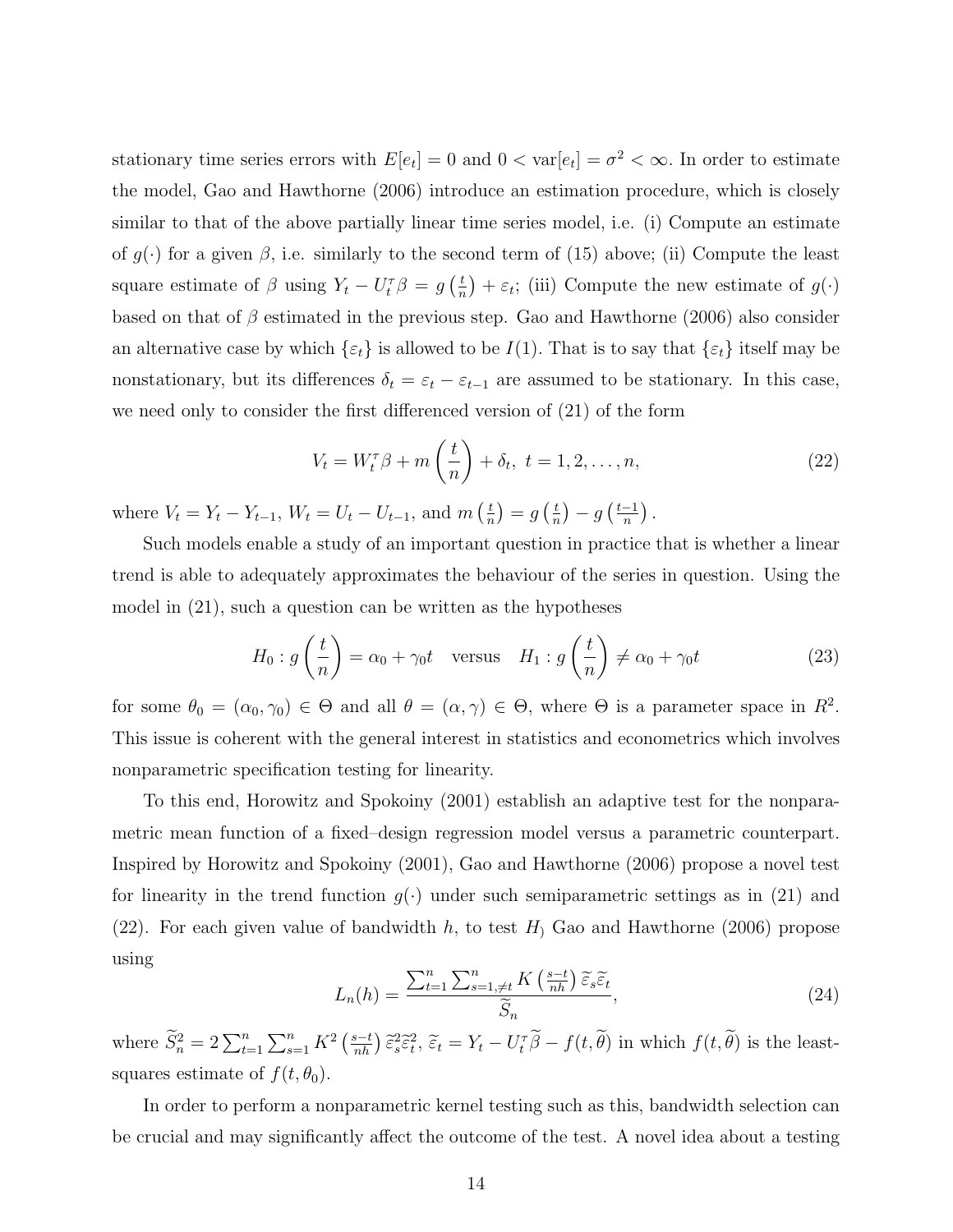stationary time series errors with $E[e_t] = 0$ and $0 < \text{var}[e_t] = \sigma^2 < \infty$. In order to estimate the model, Gao and Hawthorne (2006) introduce an estimation procedure, which is closely similar to that of the above partially linear time series model, i.e. (i) Compute an estimate of $g(\cdot)$ for a given $\beta$, i.e. similarly to the second term of (15) above; (ii) Compute the least square estimate of $\beta$ using $Y_t - U_t^\tau \beta = g\left(\frac{t}{n}\right) + \varepsilon_t$; (iii) Compute the new estimate of $g(\cdot)$ based on that of $\beta$ estimated in the previous step. Gao and Hawthorne (2006) also consider an alternative case by which $\{\varepsilon_t\}$ is allowed to be $I(1)$. That is to say that $\{\varepsilon_t\}$ itself may be nonstationary, but its differences $\delta_t = \varepsilon_t - \varepsilon_{t-1}$ are assumed to be stationary. In this case, we need only to consider the first differenced version of (21) of the form

$$V_t = W_t^\tau \beta + m\left(\frac{t}{n}\right) + \delta_t, \; t = 1, 2, \ldots, n, \tag{22}$$

where $V_t = Y_t - Y_{t-1}$, $W_t = U_t - U_{t-1}$, and $m\left(\frac{t}{n}\right) = g\left(\frac{t}{n}\right) - g\left(\frac{t-1}{n}\right)$.

Such models enable a study of an important question in practice that is whether a linear trend is able to adequately approximates the behaviour of the series in question. Using the model in (21), such a question can be written as the hypotheses

$$H_0 : g\left(\frac{t}{n}\right) = \alpha_0 + \gamma_0 t \quad \text{versus} \quad H_1 : g\left(\frac{t}{n}\right) \neq \alpha_0 + \gamma_0 t \tag{23}$$

for some $\theta_0 = (\alpha_0, \gamma_0) \in \Theta$ and all $\theta = (\alpha, \gamma) \in \Theta$, where $\Theta$ is a parameter space in $R^2$. This issue is coherent with the general interest in statistics and econometrics which involves nonparametric specification testing for linearity.

To this end, Horowitz and Spokoiny (2001) establish an adaptive test for the nonparametric mean function of a fixed–design regression model versus a parametric counterpart. Inspired by Horowitz and Spokoiny (2001), Gao and Hawthorne (2006) propose a novel test for linearity in the trend function $g(\cdot)$ under such semiparametric settings as in (21) and (22). For each given value of bandwidth $h$, to test $H_)$ Gao and Hawthorne (2006) propose using

$$L_n(h) = \frac{\sum_{t=1}^n \sum_{s=1,\neq t}^n K\left(\frac{s-t}{nh}\right) \widetilde{\varepsilon}_s \widetilde{\varepsilon}_t}{\widetilde{S}_n}, \tag{24}$$

where $\widetilde{S}_n^2 = 2\sum_{t=1}^n \sum_{s=1}^n K^2\left(\frac{s-t}{nh}\right) \widetilde{\varepsilon}_s^2 \widetilde{\varepsilon}_t^2$, $\widetilde{\varepsilon}_t = Y_t - U_t^\tau \widetilde{\beta} - f(t, \widetilde{\theta})$ in which $f(t, \widetilde{\theta})$ is the least-squares estimate of $f(t, \theta_0)$.

In order to perform a nonparametric kernel testing such as this, bandwidth selection can be crucial and may significantly affect the outcome of the test. A novel idea about a testing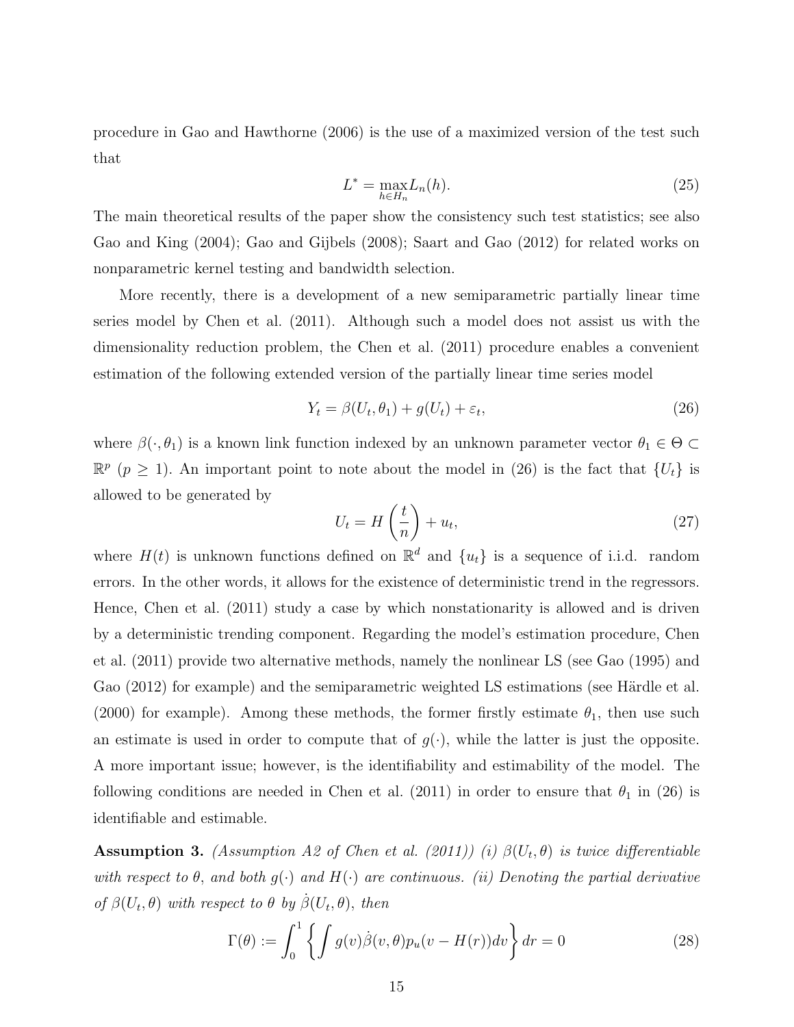procedure in Gao and Hawthorne (2006) is the use of a maximized version of the test such that

$$L^* = \max_{h \in H_n} L_n(h). \tag{25}$$

The main theoretical results of the paper show the consistency such test statistics; see also Gao and King (2004); Gao and Gijbels (2008); Saart and Gao (2012) for related works on nonparametric kernel testing and bandwidth selection.

More recently, there is a development of a new semiparametric partially linear time series model by Chen et al. (2011). Although such a model does not assist us with the dimensionality reduction problem, the Chen et al. (2011) procedure enables a convenient estimation of the following extended version of the partially linear time series model

$$Y_t = \beta(U_t, \theta_1) + g(U_t) + \varepsilon_t, \tag{26}$$

where $\beta(\cdot, \theta_1)$ is a known link function indexed by an unknown parameter vector $\theta_1 \in \Theta \subset \mathbb{R}^p$ ($p \geq 1$). An important point to note about the model in (26) is the fact that $\{U_t\}$ is allowed to be generated by

$$U_t = H\left(\frac{t}{n}\right) + u_t, \tag{27}$$

where $H(t)$ is unknown functions defined on $\mathbb{R}^d$ and $\{u_t\}$ is a sequence of i.i.d. random errors. In the other words, it allows for the existence of deterministic trend in the regressors. Hence, Chen et al. (2011) study a case by which nonstationarity is allowed and is driven by a deterministic trending component. Regarding the model's estimation procedure, Chen et al. (2011) provide two alternative methods, namely the nonlinear LS (see Gao (1995) and Gao (2012) for example) and the semiparametric weighted LS estimations (see Härdle et al. (2000) for example). Among these methods, the former firstly estimate $\theta_1$, then use such an estimate is used in order to compute that of $g(\cdot)$, while the latter is just the opposite. A more important issue; however, is the identifiability and estimability of the model. The following conditions are needed in Chen et al. (2011) in order to ensure that $\theta_1$ in (26) is identifiable and estimable.

**Assumption 3.** *(Assumption A2 of Chen et al. (2011)) (i) $\beta(U_t, \theta)$ is twice differentiable with respect to $\theta$, and both $g(\cdot)$ and $H(\cdot)$ are continuous. (ii) Denoting the partial derivative of $\beta(U_t, \theta)$ with respect to $\theta$ by $\dot{\beta}(U_t, \theta)$, then*

$$\Gamma(\theta) := \int_0^1 \left\{ \int g(v)\dot{\beta}(v, \theta) p_u(v - H(r)) dv \right\} dr = 0 \tag{28}$$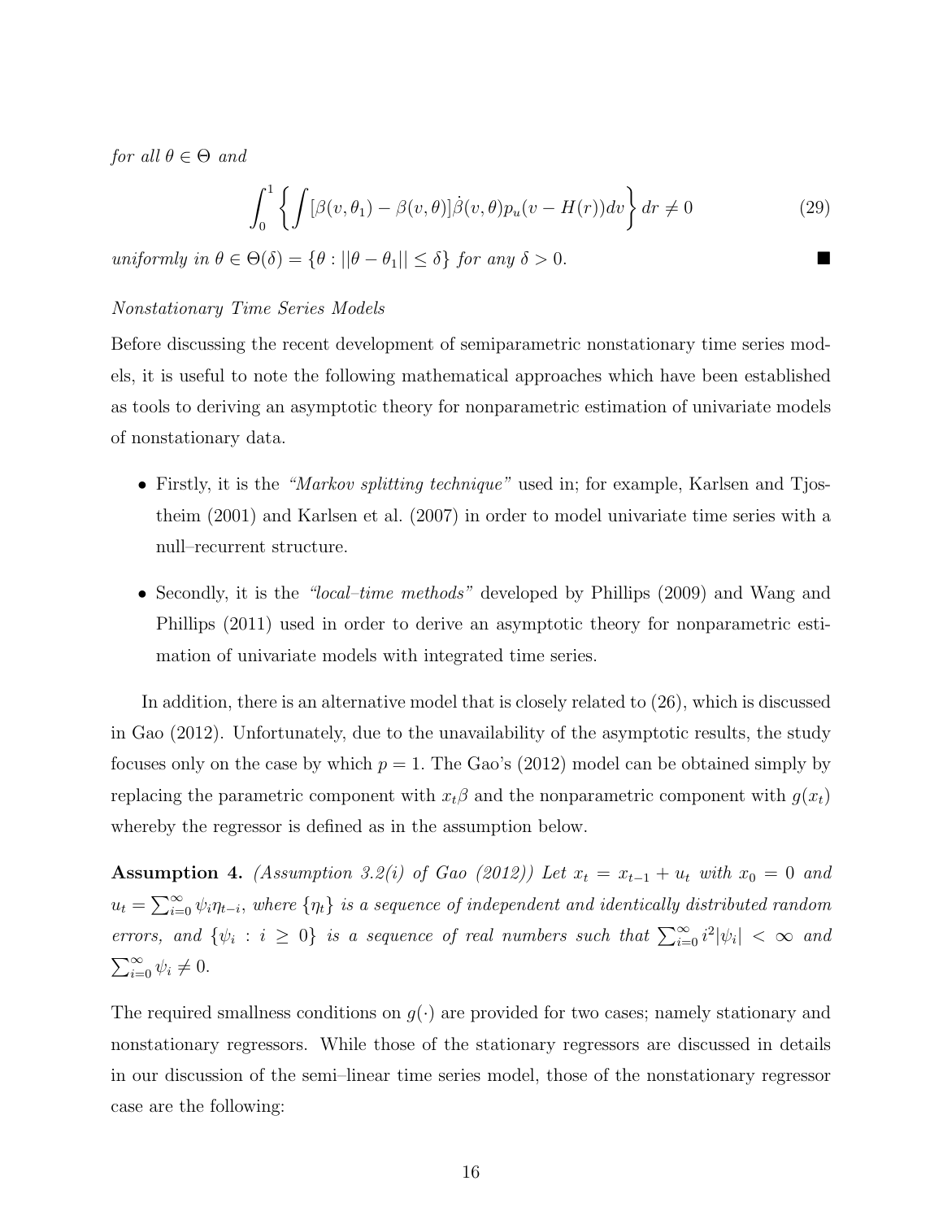*for all* $\theta \in \Theta$ *and*

$$\int_0^1 \left\{ \int [\beta(v,\theta_1) - \beta(v,\theta)]\dot{\beta}(v,\theta) p_u(v - H(r)) dv \right\} dr \neq 0 \tag{29}$$

*uniformly in* $\theta \in \Theta(\delta) = \{\theta : ||\theta - \theta_1|| \leq \delta\}$ *for any* $\delta > 0$. ■

*Nonstationary Time Series Models*

Before discussing the recent development of semiparametric nonstationary time series models, it is useful to note the following mathematical approaches which have been established as tools to deriving an asymptotic theory for nonparametric estimation of univariate models of nonstationary data.

- Firstly, it is the *"Markov splitting technique"* used in; for example, Karlsen and Tjøstheim (2001) and Karlsen et al. (2007) in order to model univariate time series with a null–recurrent structure.
- Secondly, it is the *"local–time methods"* developed by Phillips (2009) and Wang and Phillips (2011) used in order to derive an asymptotic theory for nonparametric estimation of univariate models with integrated time series.

In addition, there is an alternative model that is closely related to (26), which is discussed in Gao (2012). Unfortunately, due to the unavailability of the asymptotic results, the study focuses only on the case by which $p = 1$. The Gao's (2012) model can be obtained simply by replacing the parametric component with $x_t\beta$ and the nonparametric component with $g(x_t)$ whereby the regressor is defined as in the assumption below.

**Assumption 4.** *(Assumption 3.2(i) of Gao (2012)) Let* $x_t = x_{t-1} + u_t$ *with* $x_0 = 0$ *and* $u_t = \sum_{i=0}^{\infty} \psi_i \eta_{t-i}$*, where* $\{\eta_t\}$ *is a sequence of independent and identically distributed random errors, and* $\{\psi_i : i \geq 0\}$ *is a sequence of real numbers such that* $\sum_{i=0}^{\infty} i^2|\psi_i| < \infty$ *and* $\sum_{i=0}^{\infty} \psi_i \neq 0$.

The required smallness conditions on $g(\cdot)$ are provided for two cases; namely stationary and nonstationary regressors. While those of the stationary regressors are discussed in details in our discussion of the semi–linear time series model, those of the nonstationary regressor case are the following: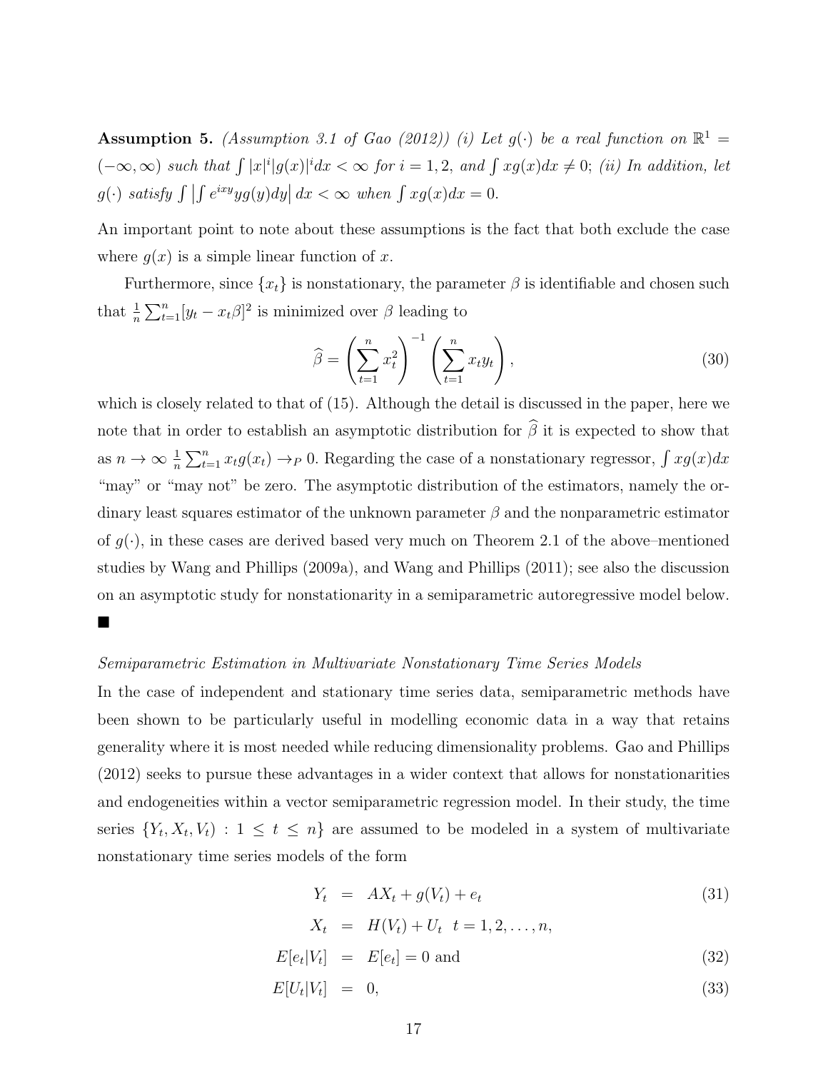**Assumption 5.** *(Assumption 3.1 of Gao (2012)) (i) Let $g(\cdot)$ be a real function on $\mathbb{R}^1 = (-\infty, \infty)$ such that $\int |x|^i |g(x)|^i dx < \infty$ for $i = 1, 2$, and $\int xg(x)dx \neq 0$; (ii) In addition, let $g(\cdot)$ satisfy $\int \left| \int e^{ixy} yg(y)dy \right| dx < \infty$ when $\int xg(x)dx = 0$.*

An important point to note about these assumptions is the fact that both exclude the case where $g(x)$ is a simple linear function of $x$.

Furthermore, since $\{x_t\}$ is nonstationary, the parameter $\beta$ is identifiable and chosen such that $\frac{1}{n}\sum_{t=1}^{n}[y_t - x_t\beta]^2$ is minimized over $\beta$ leading to

$$\widehat{\beta} = \left(\sum_{t=1}^{n} x_t^2\right)^{-1} \left(\sum_{t=1}^{n} x_t y_t\right), \tag{30}$$

which is closely related to that of (15). Although the detail is discussed in the paper, here we note that in order to establish an asymptotic distribution for $\widehat{\beta}$ it is expected to show that as $n \to \infty$ $\frac{1}{n}\sum_{t=1}^{n} x_t g(x_t) \to_P 0$. Regarding the case of a nonstationary regressor, $\int xg(x)dx$ "may" or "may not" be zero. The asymptotic distribution of the estimators, namely the ordinary least squares estimator of the unknown parameter $\beta$ and the nonparametric estimator of $g(\cdot)$, in these cases are derived based very much on Theorem 2.1 of the above–mentioned studies by Wang and Phillips (2009a), and Wang and Phillips (2011); see also the discussion on an asymptotic study for nonstationarity in a semiparametric autoregressive model below. ■

*Semiparametric Estimation in Multivariate Nonstationary Time Series Models*

In the case of independent and stationary time series data, semiparametric methods have been shown to be particularly useful in modelling economic data in a way that retains generality where it is most needed while reducing dimensionality problems. Gao and Phillips (2012) seeks to pursue these advantages in a wider context that allows for nonstationarities and endogeneities within a vector semiparametric regression model. In their study, the time series $\{Y_t, X_t, V_t) : 1 \leq t \leq n\}$ are assumed to be modeled in a system of multivariate nonstationary time series models of the form

$$Y_t = AX_t + g(V_t) + e_t \tag{31}$$

$$X_t = H(V_t) + U_t \quad t = 1, 2, \ldots, n,$$

$$E[e_t|V_t] = E[e_t] = 0 \text{ and} \tag{32}$$

$$E[U_t|V_t] = 0, \tag{33}$$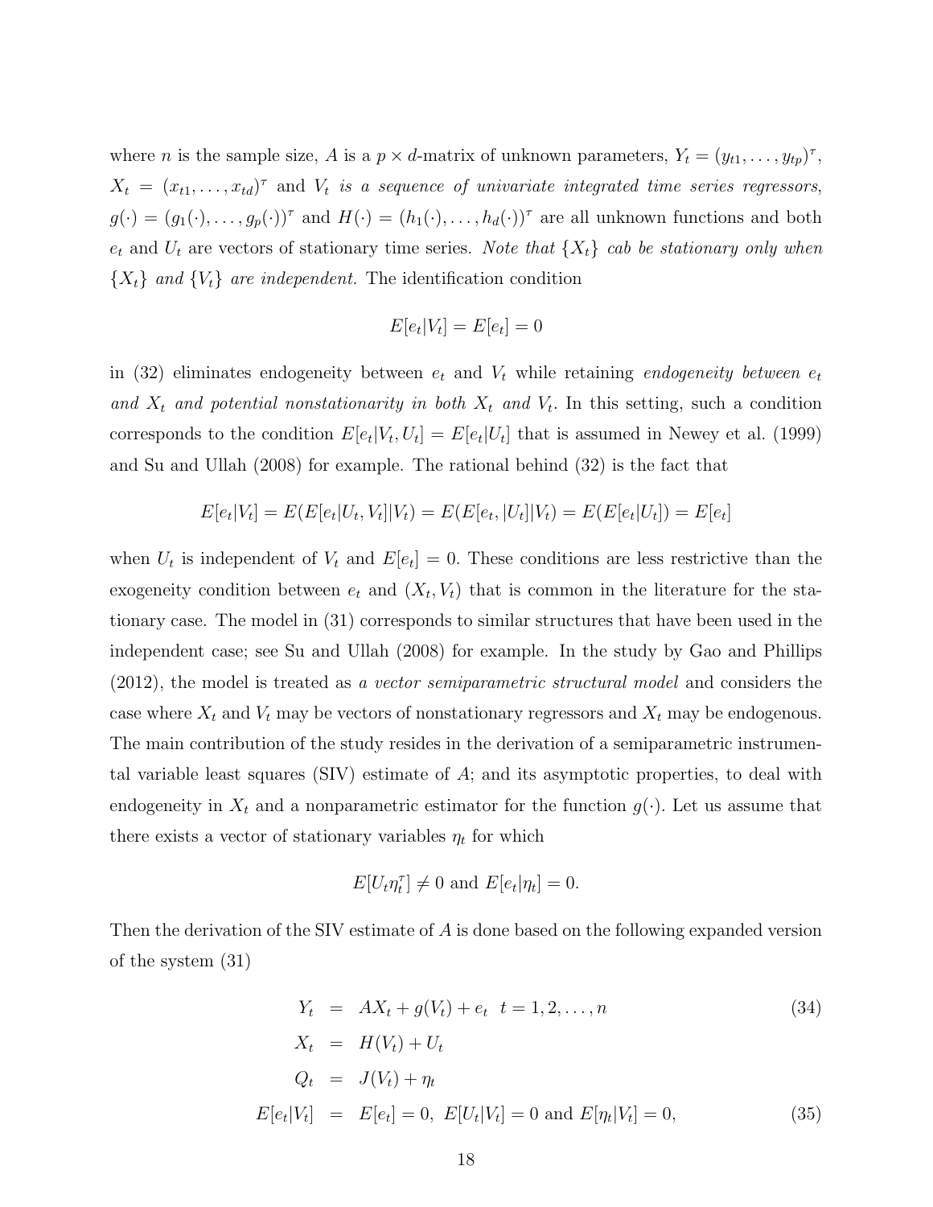where $n$ is the sample size, $A$ is a $p \times d$-matrix of unknown parameters, $Y_t = (y_{t1}, \ldots, y_{tp})^\tau$, $X_t = (x_{t1}, \ldots, x_{td})^\tau$ and $V_t$ *is a sequence of univariate integrated time series regressors*, $g(\cdot) = (g_1(\cdot), \ldots, g_p(\cdot))^\tau$ and $H(\cdot) = (h_1(\cdot), \ldots, h_d(\cdot))^\tau$ are all unknown functions and both $e_t$ and $U_t$ are vectors of stationary time series. *Note that $\{X_t\}$ cab be stationary only when $\{X_t\}$ and $\{V_t\}$ are independent.* The identification condition

$$E[e_t|V_t] = E[e_t] = 0$$

in (32) eliminates endogeneity between $e_t$ and $V_t$ while retaining *endogeneity between $e_t$ and $X_t$ and potential nonstationarity in both $X_t$ and $V_t$.* In this setting, such a condition corresponds to the condition $E[e_t|V_t, U_t] = E[e_t|U_t]$ that is assumed in Newey et al. (1999) and Su and Ullah (2008) for example. The rational behind (32) is the fact that

$$E[e_t|V_t] = E(E[e_t|U_t, V_t]|V_t) = E(E[e_t, |U_t]|V_t) = E(E[e_t|U_t]) = E[e_t]$$

when $U_t$ is independent of $V_t$ and $E[e_t] = 0$. These conditions are less restrictive than the exogeneity condition between $e_t$ and $(X_t, V_t)$ that is common in the literature for the stationary case. The model in (31) corresponds to similar structures that have been used in the independent case; see Su and Ullah (2008) for example. In the study by Gao and Phillips (2012), the model is treated as *a vector semiparametric structural model* and considers the case where $X_t$ and $V_t$ may be vectors of nonstationary regressors and $X_t$ may be endogenous. The main contribution of the study resides in the derivation of a semiparametric instrumental variable least squares (SIV) estimate of $A$; and its asymptotic properties, to deal with endogeneity in $X_t$ and a nonparametric estimator for the function $g(\cdot)$. Let us assume that there exists a vector of stationary variables $\eta_t$ for which

$$E[U_t \eta_t^\tau] \neq 0 \text{ and } E[e_t|\eta_t] = 0.$$

Then the derivation of the SIV estimate of $A$ is done based on the following expanded version of the system (31)

$$
\begin{aligned}
Y_t &= AX_t + g(V_t) + e_t \quad t = 1, 2, \ldots, n &(34)\\
X_t &= H(V_t) + U_t \\
Q_t &= J(V_t) + \eta_t \\
E[e_t|V_t] &= E[e_t] = 0, \; E[U_t|V_t] = 0 \text{ and } E[\eta_t|V_t] = 0, &(35)
\end{aligned}
$$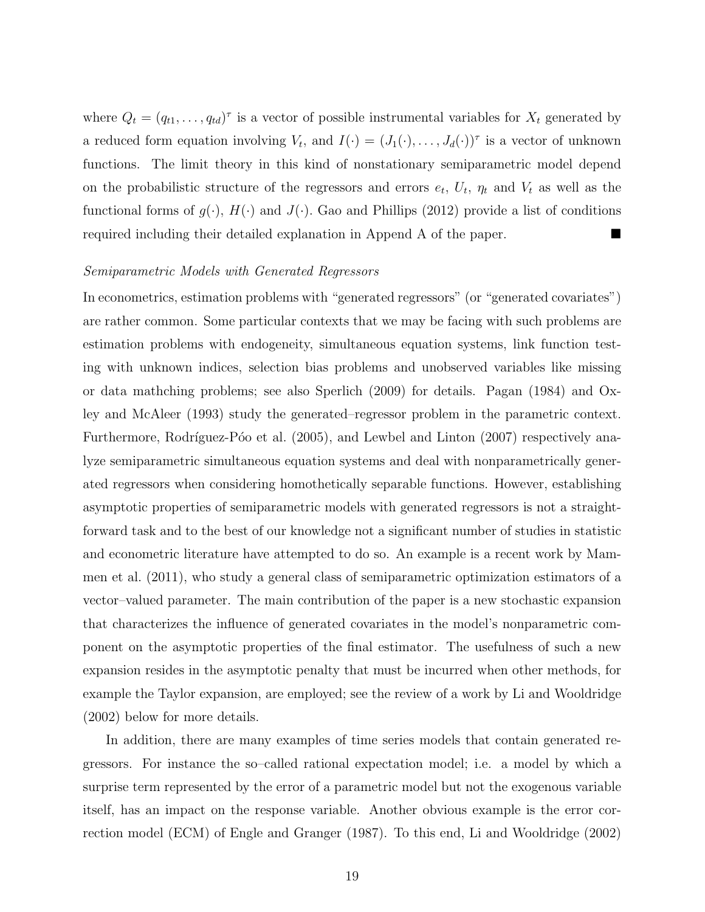where $Q_t = (q_{t1}, \ldots, q_{td})^\tau$ is a vector of possible instrumental variables for $X_t$ generated by a reduced form equation involving $V_t$, and $I(\cdot) = (J_1(\cdot), \ldots, J_d(\cdot))^\tau$ is a vector of unknown functions. The limit theory in this kind of nonstationary semiparametric model depend on the probabilistic structure of the regressors and errors $e_t$, $U_t$, $\eta_t$ and $V_t$ as well as the functional forms of $g(\cdot)$, $H(\cdot)$ and $J(\cdot)$. Gao and Phillips (2012) provide a list of conditions required including their detailed explanation in Append A of the paper. ■

*Semiparametric Models with Generated Regressors*

In econometrics, estimation problems with "generated regressors" (or "generated covariates") are rather common. Some particular contexts that we may be facing with such problems are estimation problems with endogeneity, simultaneous equation systems, link function testing with unknown indices, selection bias problems and unobserved variables like missing or data mathching problems; see also Sperlich (2009) for details. Pagan (1984) and Oxley and McAleer (1993) study the generated–regressor problem in the parametric context. Furthermore, Rodríguez-Póo et al. (2005), and Lewbel and Linton (2007) respectively analyze semiparametric simultaneous equation systems and deal with nonparametrically generated regressors when considering homothetically separable functions. However, establishing asymptotic properties of semiparametric models with generated regressors is not a straightforward task and to the best of our knowledge not a significant number of studies in statistic and econometric literature have attempted to do so. An example is a recent work by Mammen et al. (2011), who study a general class of semiparametric optimization estimators of a vector–valued parameter. The main contribution of the paper is a new stochastic expansion that characterizes the influence of generated covariates in the model's nonparametric component on the asymptotic properties of the final estimator. The usefulness of such a new expansion resides in the asymptotic penalty that must be incurred when other methods, for example the Taylor expansion, are employed; see the review of a work by Li and Wooldridge (2002) below for more details.

In addition, there are many examples of time series models that contain generated regressors. For instance the so–called rational expectation model; i.e. a model by which a surprise term represented by the error of a parametric model but not the exogenous variable itself, has an impact on the response variable. Another obvious example is the error correction model (ECM) of Engle and Granger (1987). To this end, Li and Wooldridge (2002)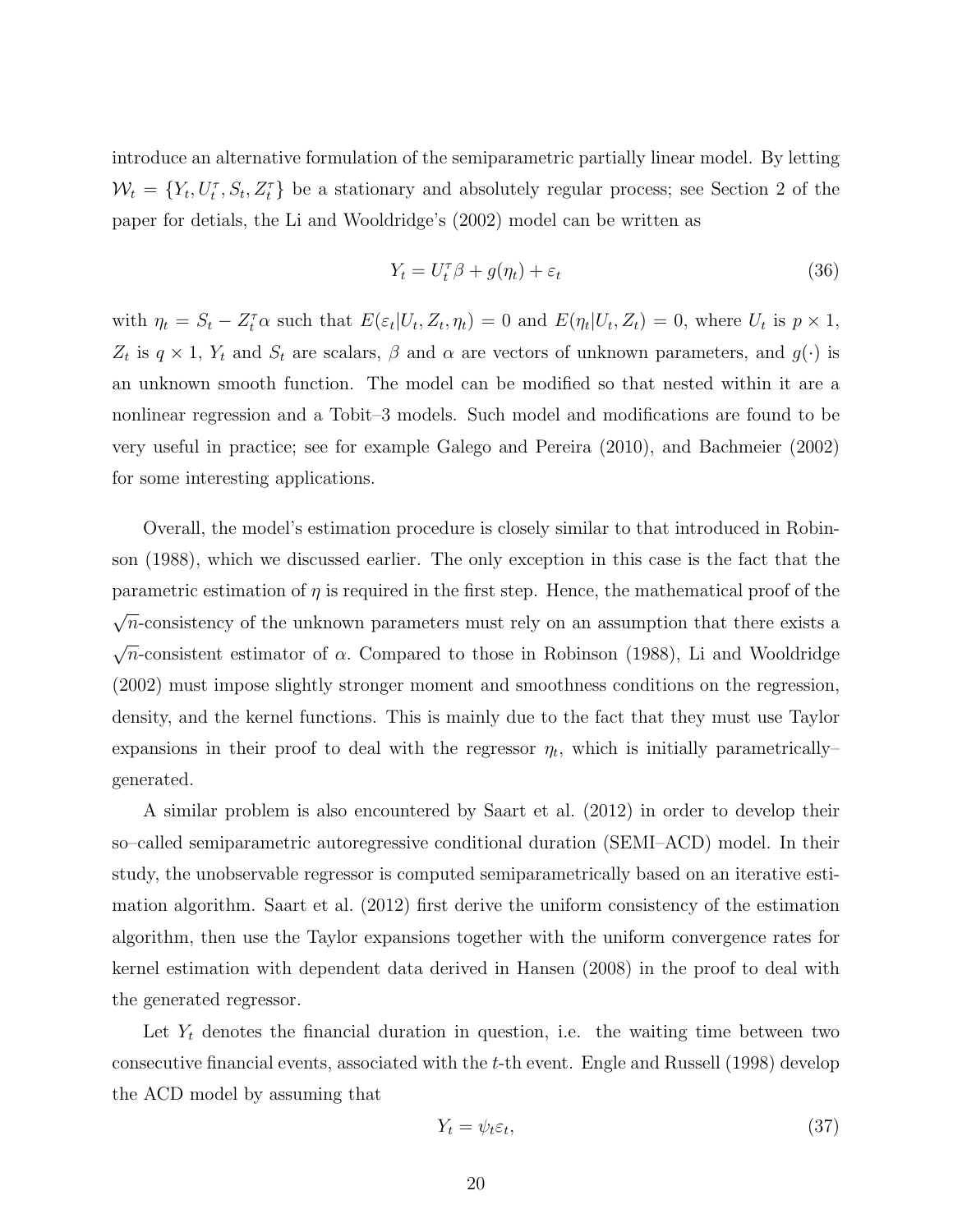introduce an alternative formulation of the semiparametric partially linear model. By letting $\mathcal{W}_t = \{Y_t, U_t^\tau, S_t, Z_t^\tau\}$ be a stationary and absolutely regular process; see Section 2 of the paper for detials, the Li and Wooldridge's (2002) model can be written as

$$Y_t = U_t^\tau \beta + g(\eta_t) + \varepsilon_t \tag{36}$$

with $\eta_t = S_t - Z_t^\tau \alpha$ such that $E(\varepsilon_t|U_t, Z_t, \eta_t) = 0$ and $E(\eta_t|U_t, Z_t) = 0$, where $U_t$ is $p \times 1$, $Z_t$ is $q \times 1$, $Y_t$ and $S_t$ are scalars, $\beta$ and $\alpha$ are vectors of unknown parameters, and $g(\cdot)$ is an unknown smooth function. The model can be modified so that nested within it are a nonlinear regression and a Tobit–3 models. Such model and modifications are found to be very useful in practice; see for example Galego and Pereira (2010), and Bachmeier (2002) for some interesting applications.

Overall, the model's estimation procedure is closely similar to that introduced in Robinson (1988), which we discussed earlier. The only exception in this case is the fact that the parametric estimation of $\eta$ is required in the first step. Hence, the mathematical proof of the $\sqrt{n}$-consistency of the unknown parameters must rely on an assumption that there exists a $\sqrt{n}$-consistent estimator of $\alpha$. Compared to those in Robinson (1988), Li and Wooldridge (2002) must impose slightly stronger moment and smoothness conditions on the regression, density, and the kernel functions. This is mainly due to the fact that they must use Taylor expansions in their proof to deal with the regressor $\eta_t$, which is initially parametrically–generated.

A similar problem is also encountered by Saart et al. (2012) in order to develop their so–called semiparametric autoregressive conditional duration (SEMI–ACD) model. In their study, the unobservable regressor is computed semiparametrically based on an iterative estimation algorithm. Saart et al. (2012) first derive the uniform consistency of the estimation algorithm, then use the Taylor expansions together with the uniform convergence rates for kernel estimation with dependent data derived in Hansen (2008) in the proof to deal with the generated regressor.

Let $Y_t$ denotes the financial duration in question, i.e. the waiting time between two consecutive financial events, associated with the $t$-th event. Engle and Russell (1998) develop the ACD model by assuming that

$$Y_t = \psi_t \varepsilon_t, \tag{37}$$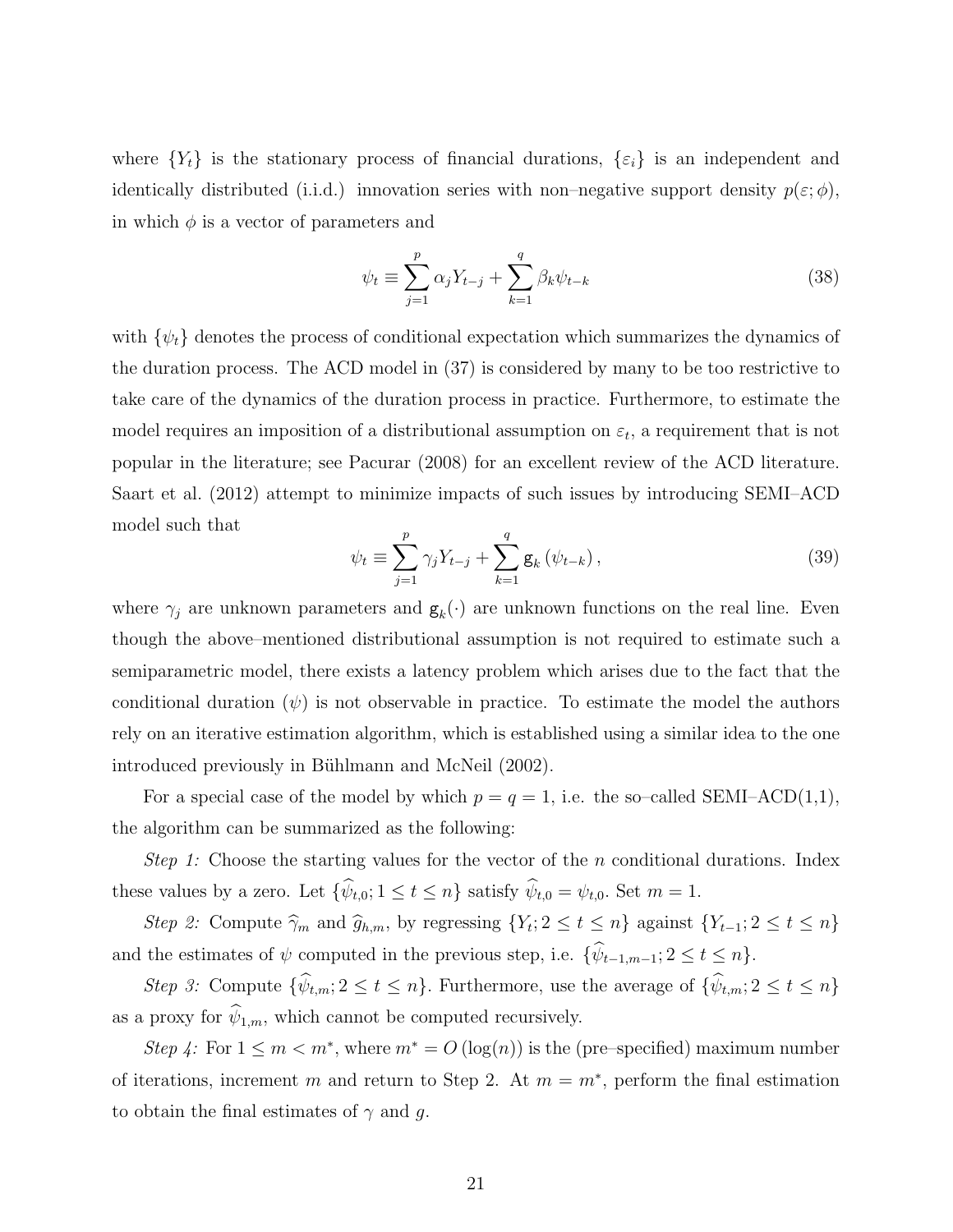where $\{Y_t\}$ is the stationary process of financial durations, $\{\varepsilon_i\}$ is an independent and identically distributed (i.i.d.) innovation series with non–negative support density $p(\varepsilon; \phi)$, in which $\phi$ is a vector of parameters and

$$\psi_t \equiv \sum_{j=1}^{p} \alpha_j Y_{t-j} + \sum_{k=1}^{q} \beta_k \psi_{t-k} \tag{38}$$

with $\{\psi_t\}$ denotes the process of conditional expectation which summarizes the dynamics of the duration process. The ACD model in (37) is considered by many to be too restrictive to take care of the dynamics of the duration process in practice. Furthermore, to estimate the model requires an imposition of a distributional assumption on $\varepsilon_t$, a requirement that is not popular in the literature; see Pacurar (2008) for an excellent review of the ACD literature. Saart et al. (2012) attempt to minimize impacts of such issues by introducing SEMI–ACD model such that

$$\psi_t \equiv \sum_{j=1}^{p} \gamma_j Y_{t-j} + \sum_{k=1}^{q} \mathsf{g}_k \left(\psi_{t-k}\right), \tag{39}$$

where $\gamma_j$ are unknown parameters and $\mathsf{g}_k(\cdot)$ are unknown functions on the real line. Even though the above–mentioned distributional assumption is not required to estimate such a semiparametric model, there exists a latency problem which arises due to the fact that the conditional duration ($\psi$) is not observable in practice. To estimate the model the authors rely on an iterative estimation algorithm, which is established using a similar idea to the one introduced previously in Bühlmann and McNeil (2002).

For a special case of the model by which $p = q = 1$, i.e. the so–called SEMI–ACD(1,1), the algorithm can be summarized as the following:

*Step 1:* Choose the starting values for the vector of the $n$ conditional durations. Index these values by a zero. Let $\{\widehat{\psi}_{t,0}; 1 \leq t \leq n\}$ satisfy $\widehat{\psi}_{t,0} = \psi_{t,0}$. Set $m = 1$.

*Step 2:* Compute $\widehat{\gamma}_m$ and $\widehat{g}_{h,m}$, by regressing $\{Y_t; 2 \leq t \leq n\}$ against $\{Y_{t-1}; 2 \leq t \leq n\}$ and the estimates of $\psi$ computed in the previous step, i.e. $\{\widehat{\psi}_{t-1,m-1}; 2 \leq t \leq n\}$.

*Step 3:* Compute $\{\widehat{\psi}_{t,m}; 2 \leq t \leq n\}$. Furthermore, use the average of $\{\widehat{\psi}_{t,m}; 2 \leq t \leq n\}$ as a proxy for $\widehat{\psi}_{1,m}$, which cannot be computed recursively.

*Step 4:* For $1 \leq m < m^*$, where $m^* = O(\log(n))$ is the (pre–specified) maximum number of iterations, increment $m$ and return to Step 2. At $m = m^*$, perform the final estimation to obtain the final estimates of $\gamma$ and $g$.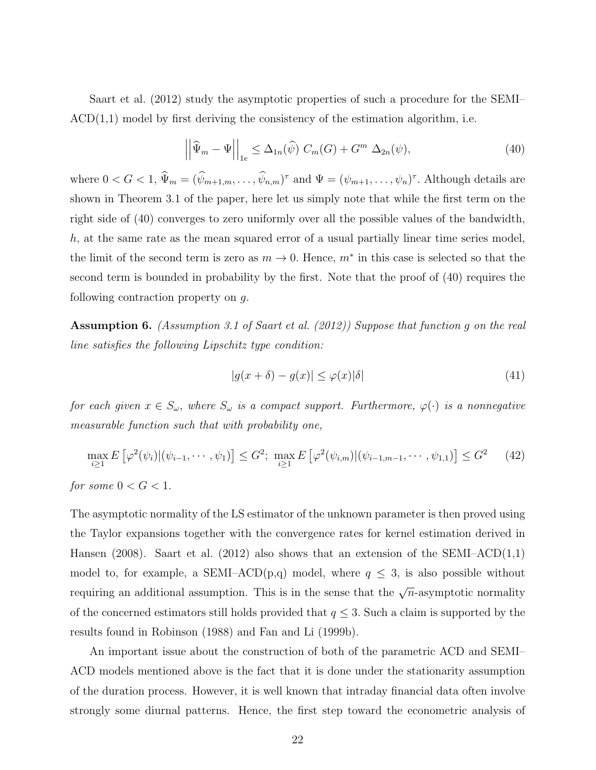Saart et al. (2012) study the asymptotic properties of such a procedure for the SEMI–ACD(1,1) model by first deriving the consistency of the estimation algorithm, i.e.

$$\left|\left|\widehat{\Psi}_m - \Psi\right|\right|_{1e} \leq \Delta_{1n}(\widehat{\psi})\ C_m(G) + G^m\ \Delta_{2n}(\psi), \tag{40}$$

where $0 < G < 1$, $\widehat{\Psi}_m = (\widehat{\psi}_{m+1,m}, \ldots, \widehat{\psi}_{n,m})^\tau$ and $\Psi = (\psi_{m+1}, \ldots, \psi_n)^\tau$. Although details are shown in Theorem 3.1 of the paper, here let us simply note that while the first term on the right side of (40) converges to zero uniformly over all the possible values of the bandwidth, $h$, at the same rate as the mean squared error of a usual partially linear time series model, the limit of the second term is zero as $m \to 0$. Hence, $m^*$ in this case is selected so that the second term is bounded in probability by the first. Note that the proof of (40) requires the following contraction property on $g$.

**Assumption 6.** *(Assumption 3.1 of Saart et al. (2012)) Suppose that function $g$ on the real line satisfies the following Lipschitz type condition:*

$$|g(x + \delta) - g(x)| \leq \varphi(x)|\delta| \tag{41}$$

*for each given $x \in S_\omega$, where $S_\omega$ is a compact support. Furthermore, $\varphi(\cdot)$ is a nonnegative measurable function such that with probability one,*

$$\max_{i\geq 1} E\left[\varphi^2(\psi_i)|(\psi_{i-1}, \cdots, \psi_1)\right] \leq G^2;\ \max_{i\geq 1} E\left[\varphi^2(\psi_{i,m})|(\psi_{i-1,m-1}, \cdots, \psi_{1,1})\right] \leq G^2 \tag{42}$$

*for some $0 < G < 1$.*

The asymptotic normality of the LS estimator of the unknown parameter is then proved using the Taylor expansions together with the convergence rates for kernel estimation derived in Hansen (2008). Saart et al. (2012) also shows that an extension of the SEMI–ACD(1,1) model to, for example, a SEMI–ACD(p,q) model, where $q \leq 3$, is also possible without requiring an additional assumption. This is in the sense that the $\sqrt{n}$-asymptotic normality of the concerned estimators still holds provided that $q \leq 3$. Such a claim is supported by the results found in Robinson (1988) and Fan and Li (1999b).

An important issue about the construction of both of the parametric ACD and SEMI–ACD models mentioned above is the fact that it is done under the stationarity assumption of the duration process. However, it is well known that intraday financial data often involve strongly some diurnal patterns. Hence, the first step toward the econometric analysis of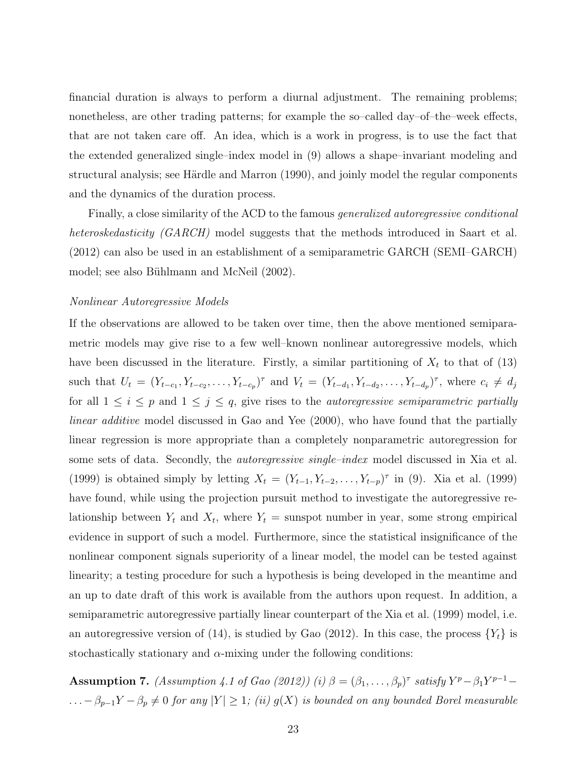financial duration is always to perform a diurnal adjustment. The remaining problems; nonetheless, are other trading patterns; for example the so–called day–of–the–week effects, that are not taken care off. An idea, which is a work in progress, is to use the fact that the extended generalized single–index model in (9) allows a shape–invariant modeling and structural analysis; see Härdle and Marron (1990), and joinly model the regular components and the dynamics of the duration process.

Finally, a close similarity of the ACD to the famous *generalized autoregressive conditional heteroskedasticity (GARCH)* model suggests that the methods introduced in Saart et al. (2012) can also be used in an establishment of a semiparametric GARCH (SEMI–GARCH) model; see also Bühlmann and McNeil (2002).

*Nonlinear Autoregressive Models*

If the observations are allowed to be taken over time, then the above mentioned semiparametric models may give rise to a few well–known nonlinear autoregressive models, which have been discussed in the literature. Firstly, a similar partitioning of $X_t$ to that of (13) such that $U_t = (Y_{t-c_1}, Y_{t-c_2}, \ldots, Y_{t-c_p})^\tau$ and $V_t = (Y_{t-d_1}, Y_{t-d_2}, \ldots, Y_{t-d_p})^\tau$, where $c_i \neq d_j$ for all $1 \leq i \leq p$ and $1 \leq j \leq q$, give rises to the *autoregressive semiparametric partially linear additive* model discussed in Gao and Yee (2000), who have found that the partially linear regression is more appropriate than a completely nonparametric autoregression for some sets of data. Secondly, the *autoregressive single–index* model discussed in Xia et al. (1999) is obtained simply by letting $X_t = (Y_{t-1}, Y_{t-2}, \ldots, Y_{t-p})^\tau$ in (9). Xia et al. (1999) have found, while using the projection pursuit method to investigate the autoregressive relationship between $Y_t$ and $X_t$, where $Y_t$ = sunspot number in year, some strong empirical evidence in support of such a model. Furthermore, since the statistical insignificance of the nonlinear component signals superiority of a linear model, the model can be tested against linearity; a testing procedure for such a hypothesis is being developed in the meantime and an up to date draft of this work is available from the authors upon request. In addition, a semiparametric autoregressive partially linear counterpart of the Xia et al. (1999) model, i.e. an autoregressive version of (14), is studied by Gao (2012). In this case, the process $\{Y_t\}$ is stochastically stationary and $\alpha$-mixing under the following conditions:

**Assumption 7.** *(Assumption 4.1 of Gao (2012)) (i) $\beta = (\beta_1, \ldots, \beta_p)^\tau$ satisfy $Y^p - \beta_1 Y^{p-1} - \ldots - \beta_{p-1} Y - \beta_p \neq 0$ for any $|Y| \geq 1$; (ii) $g(X)$ is bounded on any bounded Borel measurable*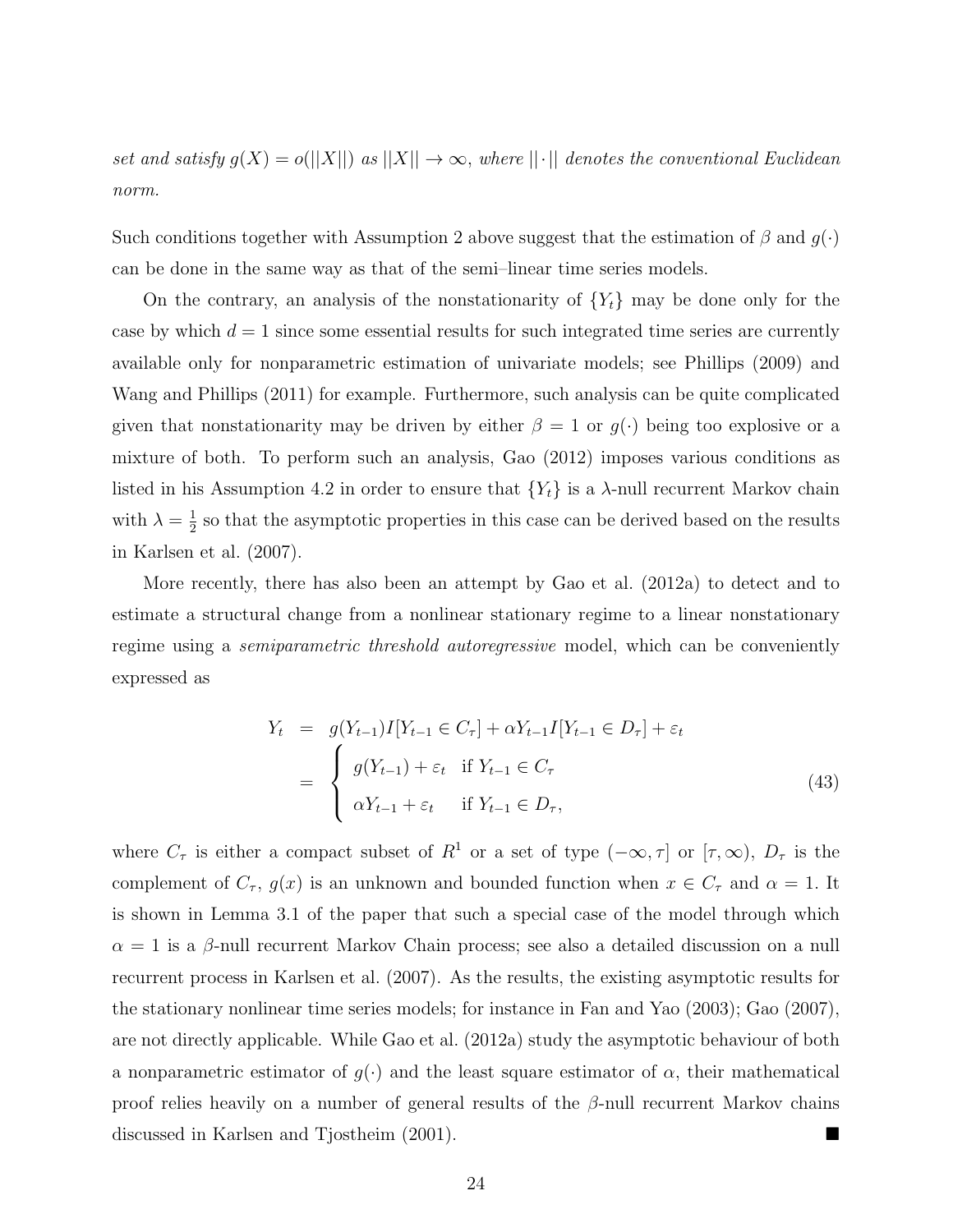*set and satisfy $g(X) = o(||X||)$ as $||X|| \to \infty$, where $||\cdot||$ denotes the conventional Euclidean norm.*

Such conditions together with Assumption 2 above suggest that the estimation of $\beta$ and $g(\cdot)$ can be done in the same way as that of the semi–linear time series models.

On the contrary, an analysis of the nonstationarity of $\{Y_t\}$ may be done only for the case by which $d = 1$ since some essential results for such integrated time series are currently available only for nonparametric estimation of univariate models; see Phillips (2009) and Wang and Phillips (2011) for example. Furthermore, such analysis can be quite complicated given that nonstationarity may be driven by either $\beta = 1$ or $g(\cdot)$ being too explosive or a mixture of both. To perform such an analysis, Gao (2012) imposes various conditions as listed in his Assumption 4.2 in order to ensure that $\{Y_t\}$ is a $\lambda$-null recurrent Markov chain with $\lambda = \frac{1}{2}$ so that the asymptotic properties in this case can be derived based on the results in Karlsen et al. (2007).

More recently, there has also been an attempt by Gao et al. (2012a) to detect and to estimate a structural change from a nonlinear stationary regime to a linear nonstationary regime using a *semiparametric threshold autoregressive* model, which can be conveniently expressed as

$$
\begin{aligned}
Y_t &= g(Y_{t-1})I[Y_{t-1} \in C_\tau] + \alpha Y_{t-1} I[Y_{t-1} \in D_\tau] + \varepsilon_t \\
&= \begin{cases} g(Y_{t-1}) + \varepsilon_t & \text{if } Y_{t-1} \in C_\tau \\ \alpha Y_{t-1} + \varepsilon_t & \text{if } Y_{t-1} \in D_\tau, \end{cases}
\end{aligned} \tag{43}
$$

where $C_\tau$ is either a compact subset of $R^1$ or a set of type $(-\infty, \tau]$ or $[\tau, \infty)$, $D_\tau$ is the complement of $C_\tau$, $g(x)$ is an unknown and bounded function when $x \in C_\tau$ and $\alpha = 1$. It is shown in Lemma 3.1 of the paper that such a special case of the model through which $\alpha = 1$ is a $\beta$-null recurrent Markov Chain process; see also a detailed discussion on a null recurrent process in Karlsen et al. (2007). As the results, the existing asymptotic results for the stationary nonlinear time series models; for instance in Fan and Yao (2003); Gao (2007), are not directly applicable. While Gao et al. (2012a) study the asymptotic behaviour of both a nonparametric estimator of $g(\cdot)$ and the least square estimator of $\alpha$, their mathematical proof relies heavily on a number of general results of the $\beta$-null recurrent Markov chains discussed in Karlsen and Tjostheim (2001). ■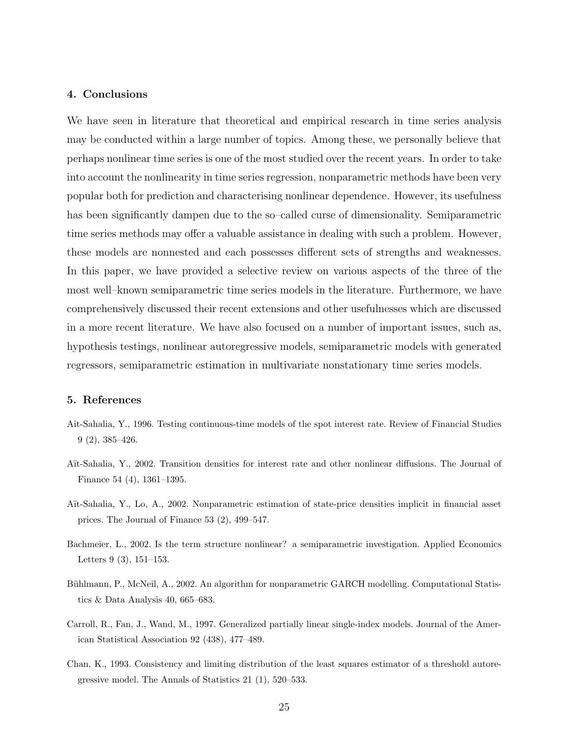## 4. Conclusions

We have seen in literature that theoretical and empirical research in time series analysis may be conducted within a large number of topics. Among these, we personally believe that perhaps nonlinear time series is one of the most studied over the recent years. In order to take into account the nonlinearity in time series regression, nonparametric methods have been very popular both for prediction and characterising nonlinear dependence. However, its usefulness has been significantly dampen due to the so–called curse of dimensionality. Semiparametric time series methods may offer a valuable assistance in dealing with such a problem. However, these models are nonnested and each possesses different sets of strengths and weaknesses. In this paper, we have provided a selective review on various aspects of the three of the most well–known semiparametric time series models in the literature. Furthermore, we have comprehensively discussed their recent extensions and other usefulnesses which are discussed in a more recent literature. We have also focused on a number of important issues, such as, hypothesis testings, nonlinear autoregressive models, semiparametric models with generated regressors, semiparametric estimation in multivariate nonstationary time series models.

## 5. References

Ait-Sahalia, Y., 1996. Testing continuous-time models of the spot interest rate. Review of Financial Studies 9 (2), 385–426.

Aït-Sahalia, Y., 2002. Transition densities for interest rate and other nonlinear diffusions. The Journal of Finance 54 (4), 1361–1395.

Aït-Sahalia, Y., Lo, A., 2002. Nonparametric estimation of state-price densities implicit in financial asset prices. The Journal of Finance 53 (2), 499–547.

Bachmeier, L., 2002. Is the term structure nonlinear? a semiparametric investigation. Applied Economics Letters 9 (3), 151–153.

Bühlmann, P., McNeil, A., 2002. An algorithm for nonparametric GARCH modelling. Computational Statistics & Data Analysis 40, 665–683.

Carroll, R., Fan, J., Wand, M., 1997. Generalized partially linear single-index models. Journal of the American Statistical Association 92 (438), 477–489.

Chan, K., 1993. Consistency and limiting distribution of the least squares estimator of a threshold autoregressive model. The Annals of Statistics 21 (1), 520–533.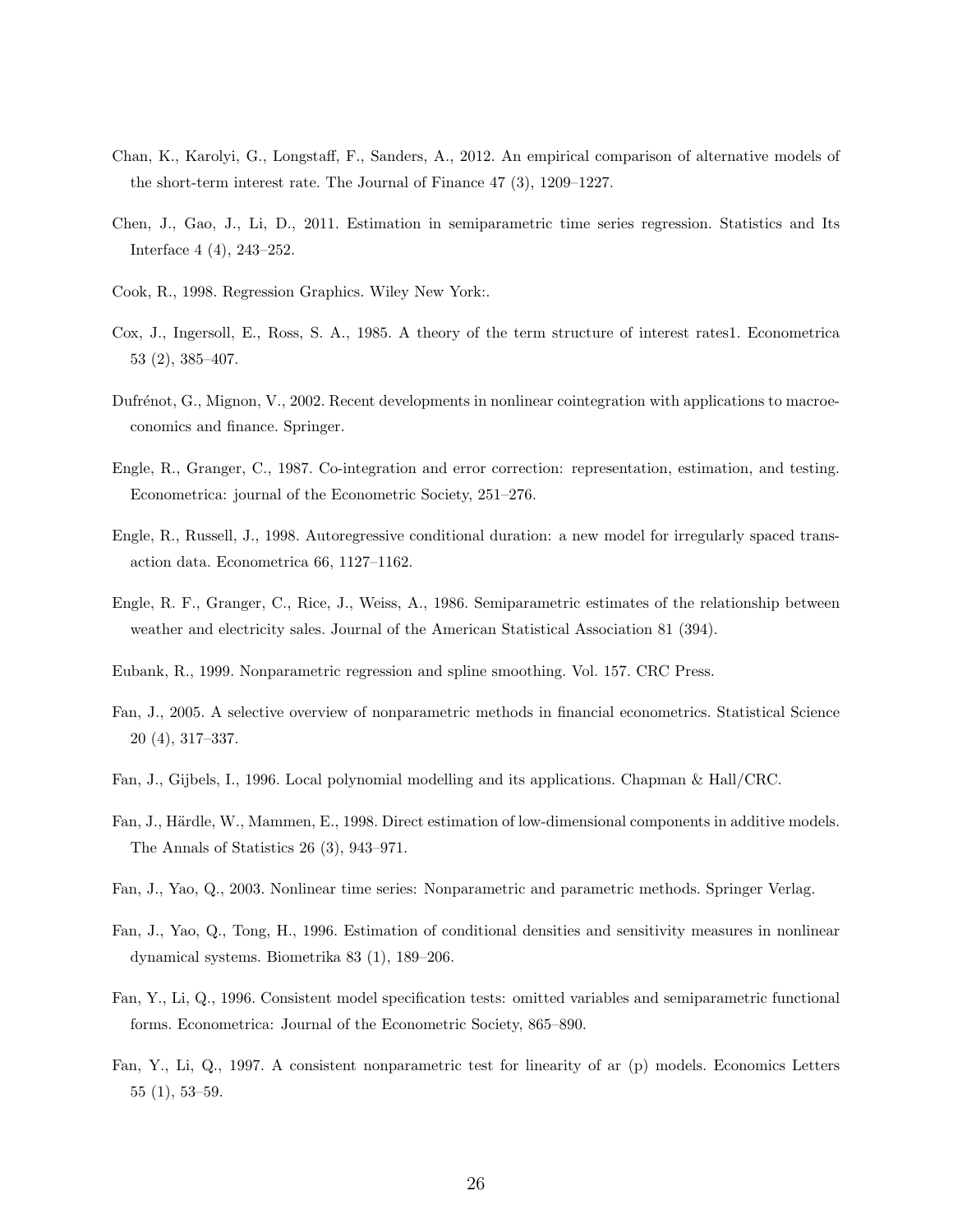Chan, K., Karolyi, G., Longstaff, F., Sanders, A., 2012. An empirical comparison of alternative models of the short-term interest rate. The Journal of Finance 47 (3), 1209–1227.

Chen, J., Gao, J., Li, D., 2011. Estimation in semiparametric time series regression. Statistics and Its Interface 4 (4), 243–252.

Cook, R., 1998. Regression Graphics. Wiley New York:.

Cox, J., Ingersoll, E., Ross, S. A., 1985. A theory of the term structure of interest rates1. Econometrica 53 (2), 385–407.

Dufrénot, G., Mignon, V., 2002. Recent developments in nonlinear cointegration with applications to macroeconomics and finance. Springer.

Engle, R., Granger, C., 1987. Co-integration and error correction: representation, estimation, and testing. Econometrica: journal of the Econometric Society, 251–276.

Engle, R., Russell, J., 1998. Autoregressive conditional duration: a new model for irregularly spaced transaction data. Econometrica 66, 1127–1162.

Engle, R. F., Granger, C., Rice, J., Weiss, A., 1986. Semiparametric estimates of the relationship between weather and electricity sales. Journal of the American Statistical Association 81 (394).

Eubank, R., 1999. Nonparametric regression and spline smoothing. Vol. 157. CRC Press.

Fan, J., 2005. A selective overview of nonparametric methods in financial econometrics. Statistical Science 20 (4), 317–337.

Fan, J., Gijbels, I., 1996. Local polynomial modelling and its applications. Chapman & Hall/CRC.

Fan, J., Härdle, W., Mammen, E., 1998. Direct estimation of low-dimensional components in additive models. The Annals of Statistics 26 (3), 943–971.

Fan, J., Yao, Q., 2003. Nonlinear time series: Nonparametric and parametric methods. Springer Verlag.

Fan, J., Yao, Q., Tong, H., 1996. Estimation of conditional densities and sensitivity measures in nonlinear dynamical systems. Biometrika 83 (1), 189–206.

Fan, Y., Li, Q., 1996. Consistent model specification tests: omitted variables and semiparametric functional forms. Econometrica: Journal of the Econometric Society, 865–890.

Fan, Y., Li, Q., 1997. A consistent nonparametric test for linearity of ar (p) models. Economics Letters 55 (1), 53–59.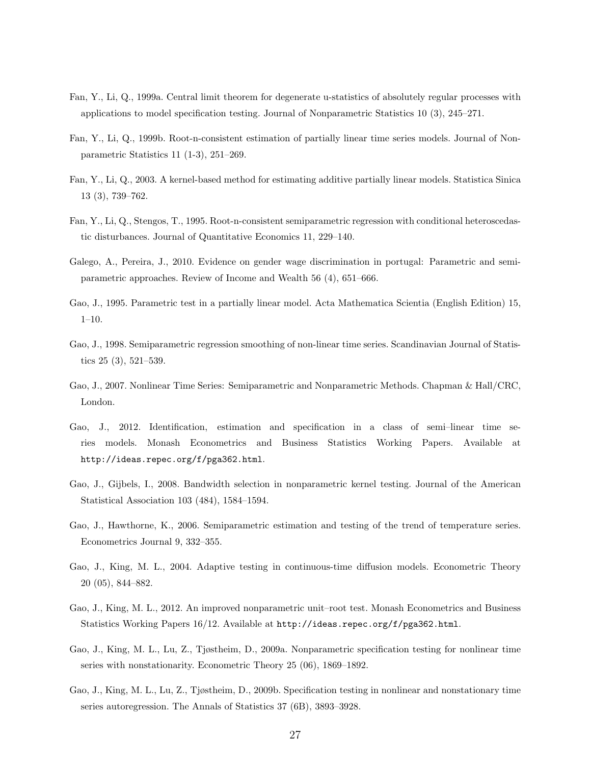Fan, Y., Li, Q., 1999a. Central limit theorem for degenerate u-statistics of absolutely regular processes with applications to model specification testing. Journal of Nonparametric Statistics 10 (3), 245–271.

Fan, Y., Li, Q., 1999b. Root-n-consistent estimation of partially linear time series models. Journal of Nonparametric Statistics 11 (1-3), 251–269.

Fan, Y., Li, Q., 2003. A kernel-based method for estimating additive partially linear models. Statistica Sinica 13 (3), 739–762.

Fan, Y., Li, Q., Stengos, T., 1995. Root-n-consistent semiparametric regression with conditional heteroscedastic disturbances. Journal of Quantitative Economics 11, 229–140.

Galego, A., Pereira, J., 2010. Evidence on gender wage discrimination in portugal: Parametric and semiparametric approaches. Review of Income and Wealth 56 (4), 651–666.

Gao, J., 1995. Parametric test in a partially linear model. Acta Mathematica Scientia (English Edition) 15, 1–10.

Gao, J., 1998. Semiparametric regression smoothing of non-linear time series. Scandinavian Journal of Statistics 25 (3), 521–539.

Gao, J., 2007. Nonlinear Time Series: Semiparametric and Nonparametric Methods. Chapman & Hall/CRC, London.

Gao, J., 2012. Identification, estimation and specification in a class of semi–linear time series models. Monash Econometrics and Business Statistics Working Papers. Available at `http://ideas.repec.org/f/pga362.html`.

Gao, J., Gijbels, I., 2008. Bandwidth selection in nonparametric kernel testing. Journal of the American Statistical Association 103 (484), 1584–1594.

Gao, J., Hawthorne, K., 2006. Semiparametric estimation and testing of the trend of temperature series. Econometrics Journal 9, 332–355.

Gao, J., King, M. L., 2004. Adaptive testing in continuous-time diffusion models. Econometric Theory 20 (05), 844–882.

Gao, J., King, M. L., 2012. An improved nonparametric unit–root test. Monash Econometrics and Business Statistics Working Papers 16/12. Available at `http://ideas.repec.org/f/pga362.html`.

Gao, J., King, M. L., Lu, Z., Tjøstheim, D., 2009a. Nonparametric specification testing for nonlinear time series with nonstationarity. Econometric Theory 25 (06), 1869–1892.

Gao, J., King, M. L., Lu, Z., Tjøstheim, D., 2009b. Specification testing in nonlinear and nonstationary time series autoregression. The Annals of Statistics 37 (6B), 3893–3928.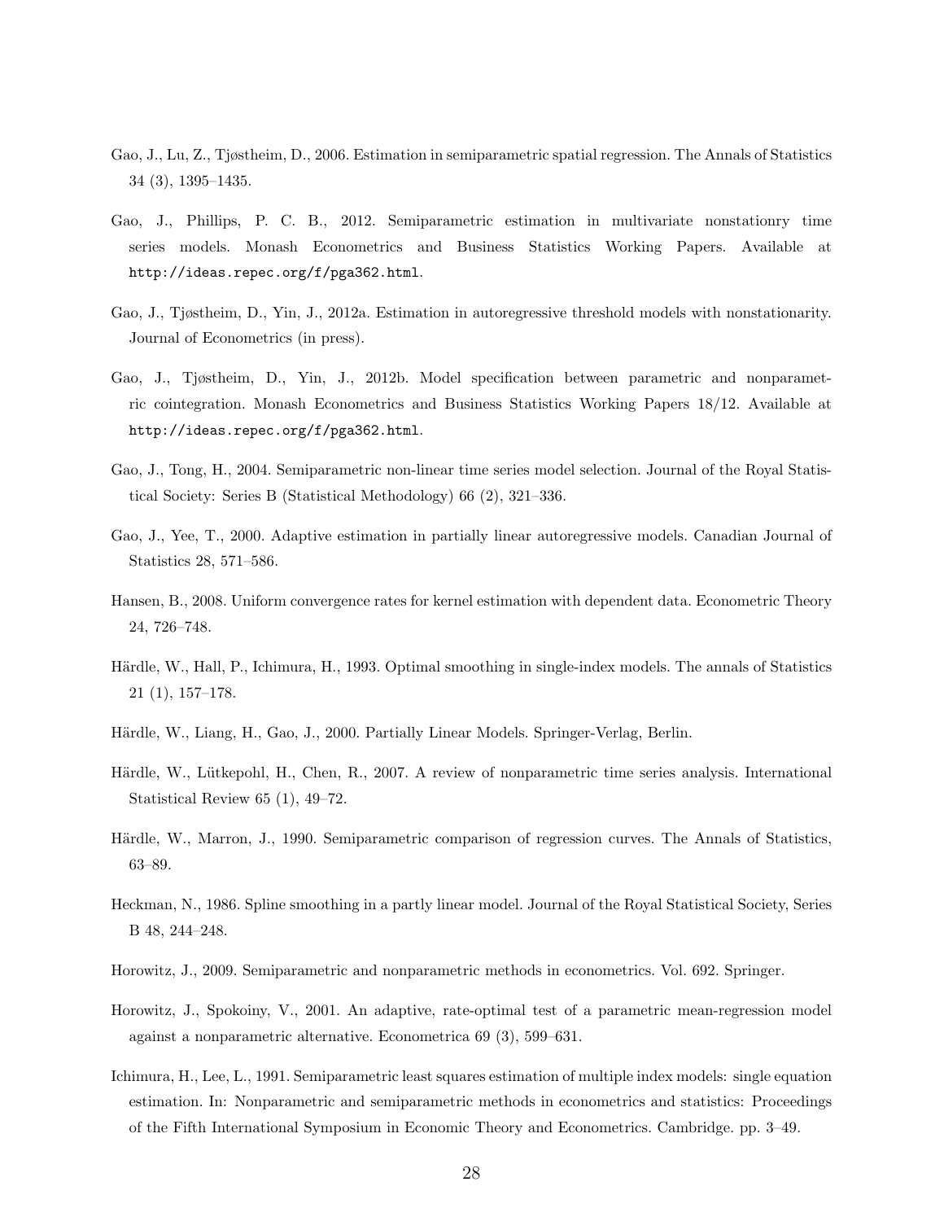Gao, J., Lu, Z., Tjøstheim, D., 2006. Estimation in semiparametric spatial regression. The Annals of Statistics 34 (3), 1395–1435.

Gao, J., Phillips, P. C. B., 2012. Semiparametric estimation in multivariate nonstationry time series models. Monash Econometrics and Business Statistics Working Papers. Available at http://ideas.repec.org/f/pga362.html.

Gao, J., Tjøstheim, D., Yin, J., 2012a. Estimation in autoregressive threshold models with nonstationarity. Journal of Econometrics (in press).

Gao, J., Tjøstheim, D., Yin, J., 2012b. Model specification between parametric and nonparametric cointegration. Monash Econometrics and Business Statistics Working Papers 18/12. Available at http://ideas.repec.org/f/pga362.html.

Gao, J., Tong, H., 2004. Semiparametric non-linear time series model selection. Journal of the Royal Statistical Society: Series B (Statistical Methodology) 66 (2), 321–336.

Gao, J., Yee, T., 2000. Adaptive estimation in partially linear autoregressive models. Canadian Journal of Statistics 28, 571–586.

Hansen, B., 2008. Uniform convergence rates for kernel estimation with dependent data. Econometric Theory 24, 726–748.

Härdle, W., Hall, P., Ichimura, H., 1993. Optimal smoothing in single-index models. The annals of Statistics 21 (1), 157–178.

Härdle, W., Liang, H., Gao, J., 2000. Partially Linear Models. Springer-Verlag, Berlin.

Härdle, W., Lütkepohl, H., Chen, R., 2007. A review of nonparametric time series analysis. International Statistical Review 65 (1), 49–72.

Härdle, W., Marron, J., 1990. Semiparametric comparison of regression curves. The Annals of Statistics, 63–89.

Heckman, N., 1986. Spline smoothing in a partly linear model. Journal of the Royal Statistical Society, Series B 48, 244–248.

Horowitz, J., 2009. Semiparametric and nonparametric methods in econometrics. Vol. 692. Springer.

Horowitz, J., Spokoiny, V., 2001. An adaptive, rate-optimal test of a parametric mean-regression model against a nonparametric alternative. Econometrica 69 (3), 599–631.

Ichimura, H., Lee, L., 1991. Semiparametric least squares estimation of multiple index models: single equation estimation. In: Nonparametric and semiparametric methods in econometrics and statistics: Proceedings of the Fifth International Symposium in Economic Theory and Econometrics. Cambridge. pp. 3–49.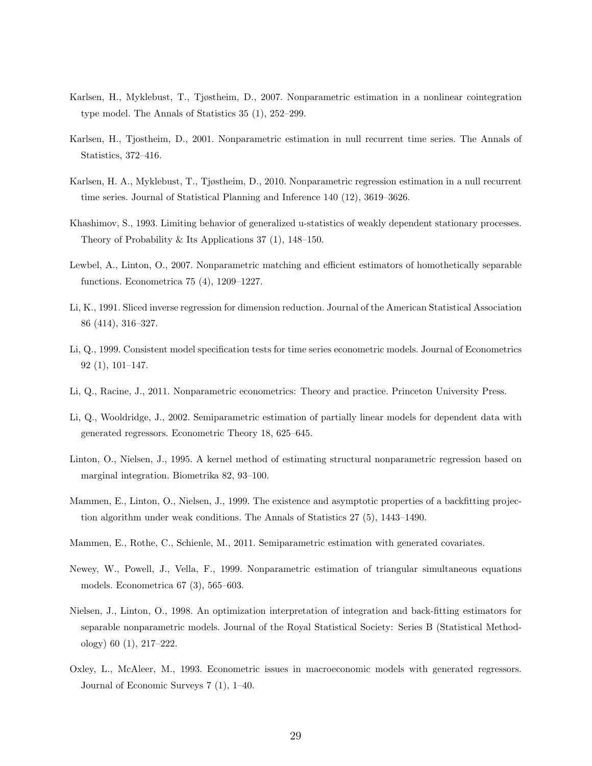Karlsen, H., Myklebust, T., Tjøstheim, D., 2007. Nonparametric estimation in a nonlinear cointegration type model. The Annals of Statistics 35 (1), 252–299.

Karlsen, H., Tjostheim, D., 2001. Nonparametric estimation in null recurrent time series. The Annals of Statistics, 372–416.

Karlsen, H. A., Myklebust, T., Tjøstheim, D., 2010. Nonparametric regression estimation in a null recurrent time series. Journal of Statistical Planning and Inference 140 (12), 3619–3626.

Khashimov, S., 1993. Limiting behavior of generalized u-statistics of weakly dependent stationary processes. Theory of Probability & Its Applications 37 (1), 148–150.

Lewbel, A., Linton, O., 2007. Nonparametric matching and efficient estimators of homothetically separable functions. Econometrica 75 (4), 1209–1227.

Li, K., 1991. Sliced inverse regression for dimension reduction. Journal of the American Statistical Association 86 (414), 316–327.

Li, Q., 1999. Consistent model specification tests for time series econometric models. Journal of Econometrics 92 (1), 101–147.

Li, Q., Racine, J., 2011. Nonparametric econometrics: Theory and practice. Princeton University Press.

Li, Q., Wooldridge, J., 2002. Semiparametric estimation of partially linear models for dependent data with generated regressors. Econometric Theory 18, 625–645.

Linton, O., Nielsen, J., 1995. A kernel method of estimating structural nonparametric regression based on marginal integration. Biometrika 82, 93–100.

Mammen, E., Linton, O., Nielsen, J., 1999. The existence and asymptotic properties of a backfitting projection algorithm under weak conditions. The Annals of Statistics 27 (5), 1443–1490.

Mammen, E., Rothe, C., Schienle, M., 2011. Semiparametric estimation with generated covariates.

Newey, W., Powell, J., Vella, F., 1999. Nonparametric estimation of triangular simultaneous equations models. Econometrica 67 (3), 565–603.

Nielsen, J., Linton, O., 1998. An optimization interpretation of integration and back-fitting estimators for separable nonparametric models. Journal of the Royal Statistical Society: Series B (Statistical Methodology) 60 (1), 217–222.

Oxley, L., McAleer, M., 1993. Econometric issues in macroeconomic models with generated regressors. Journal of Economic Surveys 7 (1), 1–40.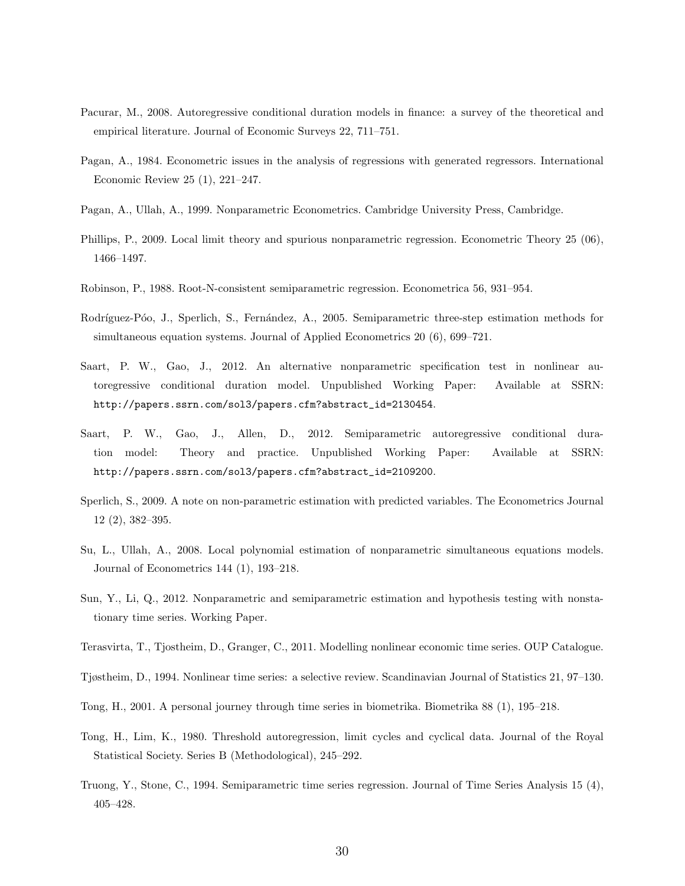Pacurar, M., 2008. Autoregressive conditional duration models in finance: a survey of the theoretical and empirical literature. Journal of Economic Surveys 22, 711–751.

Pagan, A., 1984. Econometric issues in the analysis of regressions with generated regressors. International Economic Review 25 (1), 221–247.

Pagan, A., Ullah, A., 1999. Nonparametric Econometrics. Cambridge University Press, Cambridge.

Phillips, P., 2009. Local limit theory and spurious nonparametric regression. Econometric Theory 25 (06), 1466–1497.

Robinson, P., 1988. Root-N-consistent semiparametric regression. Econometrica 56, 931–954.

Rodríguez-Póo, J., Sperlich, S., Fernández, A., 2005. Semiparametric three-step estimation methods for simultaneous equation systems. Journal of Applied Econometrics 20 (6), 699–721.

Saart, P. W., Gao, J., 2012. An alternative nonparametric specification test in nonlinear autoregressive conditional duration model. Unpublished Working Paper: Available at SSRN: http://papers.ssrn.com/sol3/papers.cfm?abstract_id=2130454.

Saart, P. W., Gao, J., Allen, D., 2012. Semiparametric autoregressive conditional duration model: Theory and practice. Unpublished Working Paper: Available at SSRN: http://papers.ssrn.com/sol3/papers.cfm?abstract_id=2109200.

Sperlich, S., 2009. A note on non-parametric estimation with predicted variables. The Econometrics Journal 12 (2), 382–395.

Su, L., Ullah, A., 2008. Local polynomial estimation of nonparametric simultaneous equations models. Journal of Econometrics 144 (1), 193–218.

Sun, Y., Li, Q., 2012. Nonparametric and semiparametric estimation and hypothesis testing with nonstationary time series. Working Paper.

Terasvirta, T., Tjostheim, D., Granger, C., 2011. Modelling nonlinear economic time series. OUP Catalogue.

Tjøstheim, D., 1994. Nonlinear time series: a selective review. Scandinavian Journal of Statistics 21, 97–130.

Tong, H., 2001. A personal journey through time series in biometrika. Biometrika 88 (1), 195–218.

Tong, H., Lim, K., 1980. Threshold autoregression, limit cycles and cyclical data. Journal of the Royal Statistical Society. Series B (Methodological), 245–292.

Truong, Y., Stone, C., 1994. Semiparametric time series regression. Journal of Time Series Analysis 15 (4), 405–428.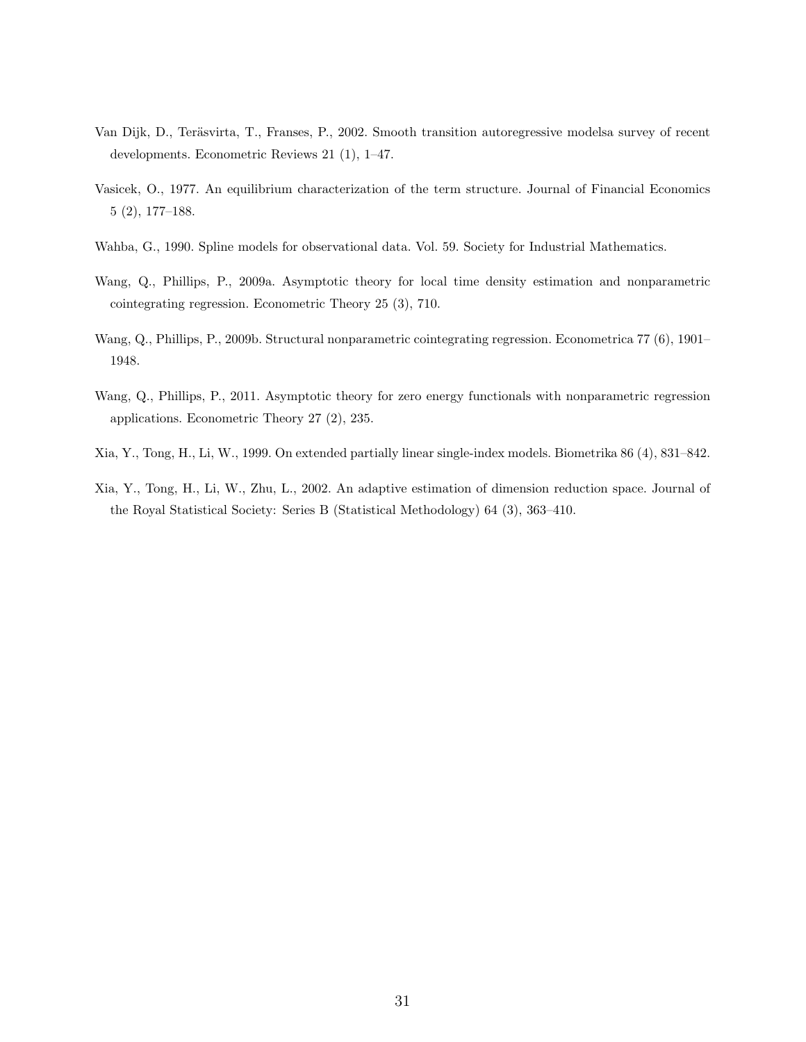Van Dijk, D., Teräsvirta, T., Franses, P., 2002. Smooth transition autoregressive modelsa survey of recent developments. Econometric Reviews 21 (1), 1–47.

Vasicek, O., 1977. An equilibrium characterization of the term structure. Journal of Financial Economics 5 (2), 177–188.

Wahba, G., 1990. Spline models for observational data. Vol. 59. Society for Industrial Mathematics.

Wang, Q., Phillips, P., 2009a. Asymptotic theory for local time density estimation and nonparametric cointegrating regression. Econometric Theory 25 (3), 710.

Wang, Q., Phillips, P., 2009b. Structural nonparametric cointegrating regression. Econometrica 77 (6), 1901–1948.

Wang, Q., Phillips, P., 2011. Asymptotic theory for zero energy functionals with nonparametric regression applications. Econometric Theory 27 (2), 235.

Xia, Y., Tong, H., Li, W., 1999. On extended partially linear single-index models. Biometrika 86 (4), 831–842.

Xia, Y., Tong, H., Li, W., Zhu, L., 2002. An adaptive estimation of dimension reduction space. Journal of the Royal Statistical Society: Series B (Statistical Methodology) 64 (3), 363–410.